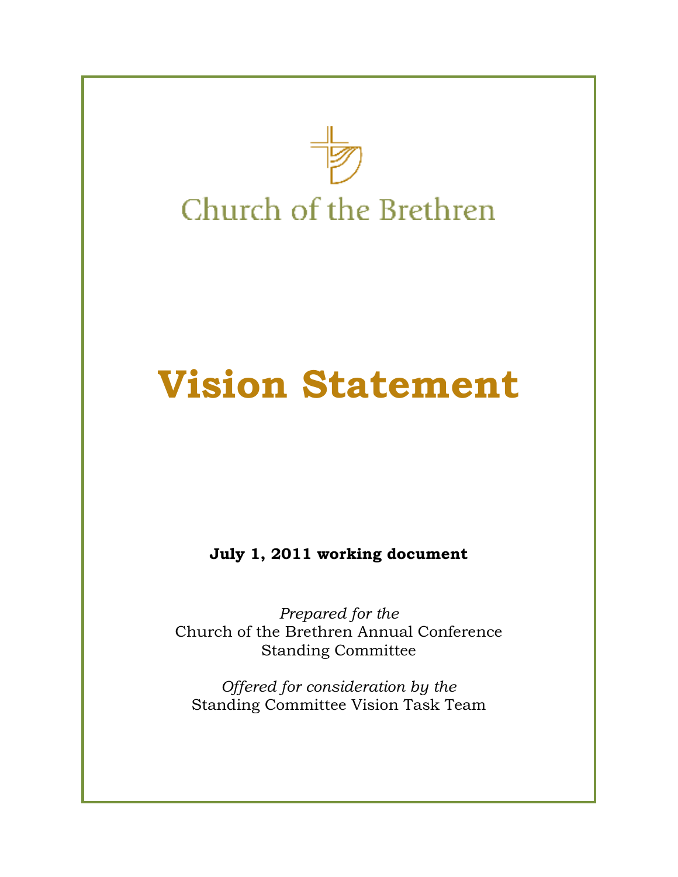Church of the Brethren

# Vision Statement

**July 1, 2011 working document**

*Prepared for the*
Church of the Brethren Annual Conference
Standing Committee

*Offered for consideration by the*
Standing Committee Vision Task Team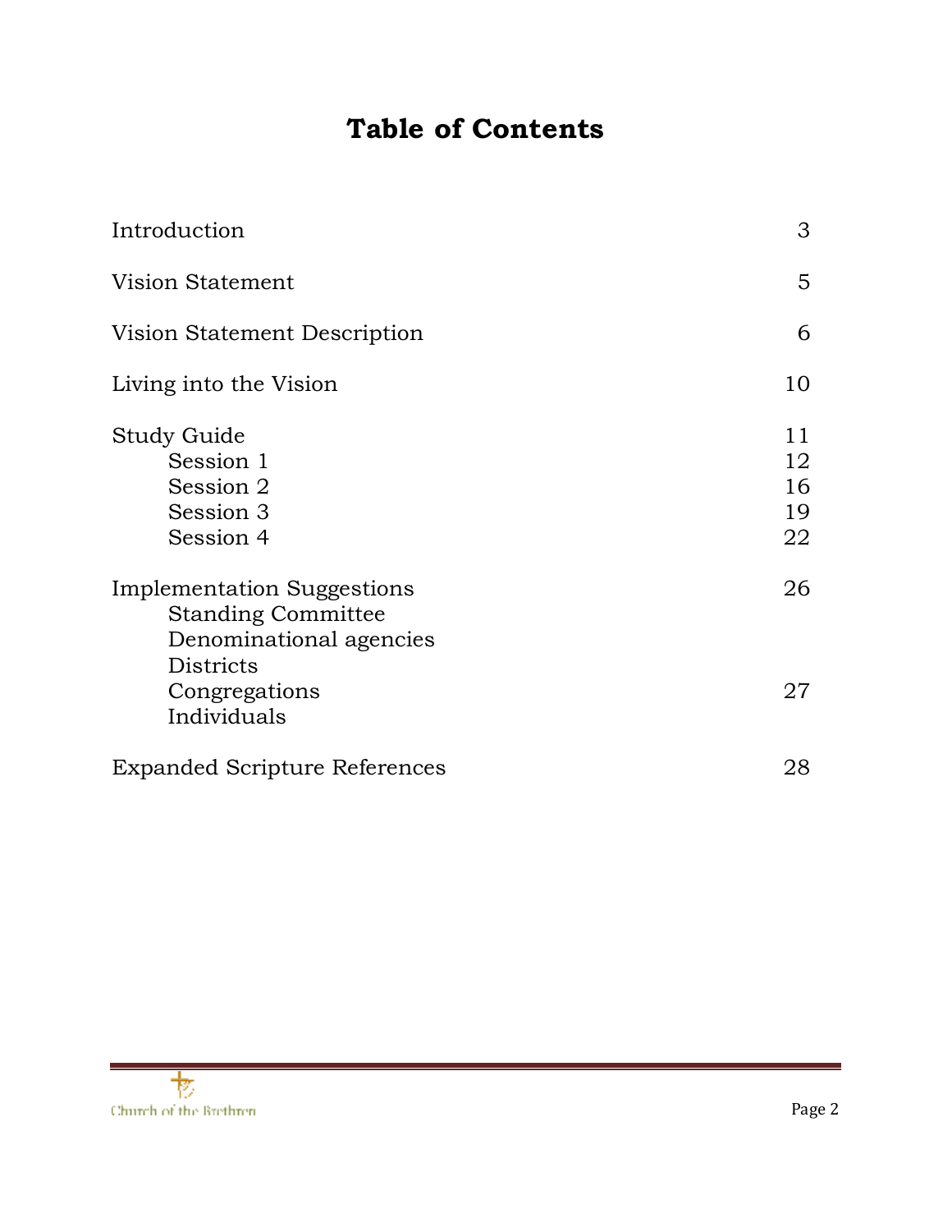# Table of Contents

| | |
|---|---|
| Introduction | 3 |
| Vision Statement | 5 |
| Vision Statement Description | 6 |
| Living into the Vision | 10 |
| Study Guide | 11 |
| Session 1 | 12 |
| Session 2 | 16 |
| Session 3 | 19 |
| Session 4 | 22 |
| Implementation Suggestions | 26 |
| Standing Committee | |
| Denominational agencies | |
| Districts | |
| Congregations | 27 |
| Individuals | |
| Expanded Scripture References | 28 |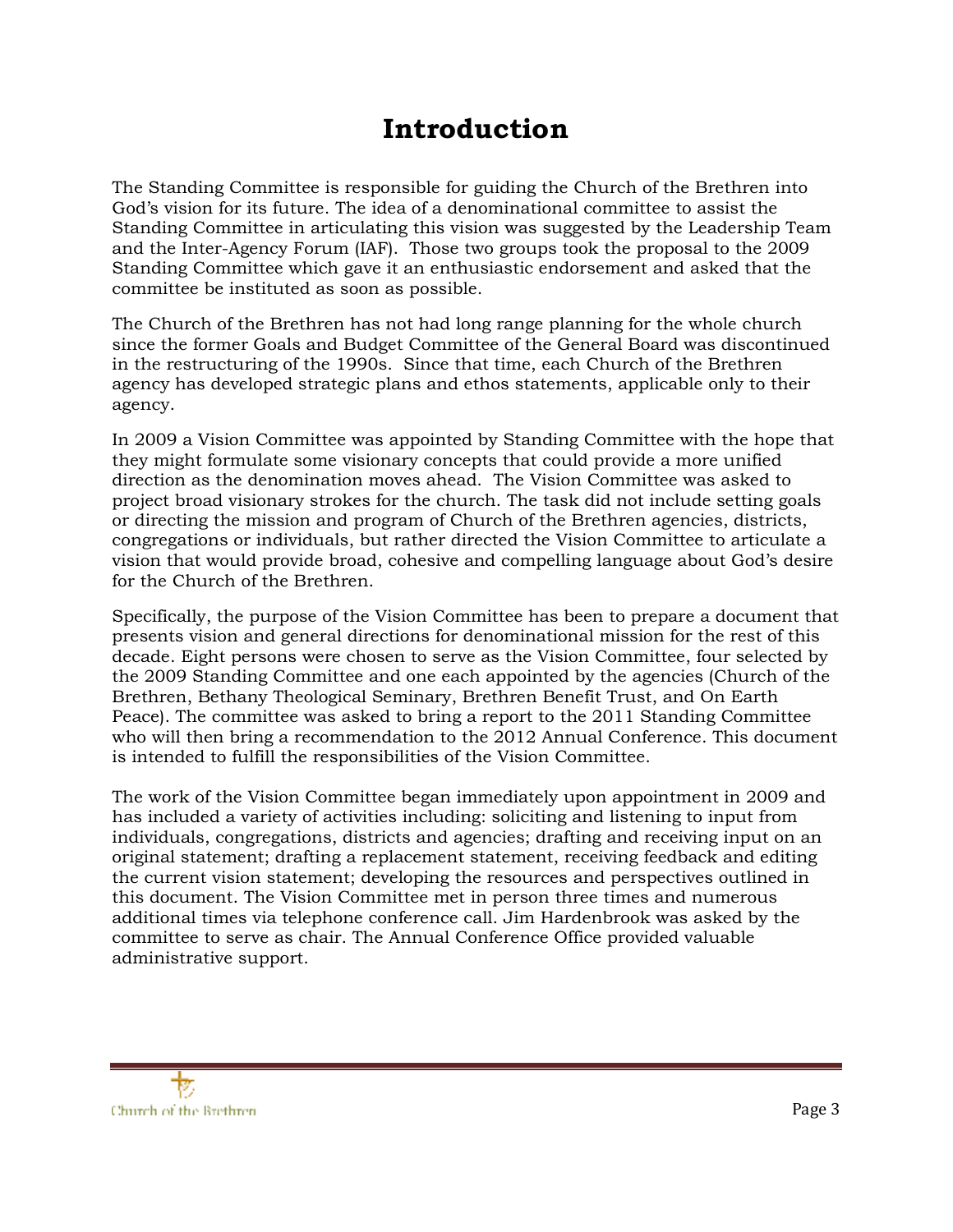# Introduction

The Standing Committee is responsible for guiding the Church of the Brethren into God's vision for its future. The idea of a denominational committee to assist the Standing Committee in articulating this vision was suggested by the Leadership Team and the Inter-Agency Forum (IAF). Those two groups took the proposal to the 2009 Standing Committee which gave it an enthusiastic endorsement and asked that the committee be instituted as soon as possible.

The Church of the Brethren has not had long range planning for the whole church since the former Goals and Budget Committee of the General Board was discontinued in the restructuring of the 1990s. Since that time, each Church of the Brethren agency has developed strategic plans and ethos statements, applicable only to their agency.

In 2009 a Vision Committee was appointed by Standing Committee with the hope that they might formulate some visionary concepts that could provide a more unified direction as the denomination moves ahead. The Vision Committee was asked to project broad visionary strokes for the church. The task did not include setting goals or directing the mission and program of Church of the Brethren agencies, districts, congregations or individuals, but rather directed the Vision Committee to articulate a vision that would provide broad, cohesive and compelling language about God's desire for the Church of the Brethren.

Specifically, the purpose of the Vision Committee has been to prepare a document that presents vision and general directions for denominational mission for the rest of this decade. Eight persons were chosen to serve as the Vision Committee, four selected by the 2009 Standing Committee and one each appointed by the agencies (Church of the Brethren, Bethany Theological Seminary, Brethren Benefit Trust, and On Earth Peace). The committee was asked to bring a report to the 2011 Standing Committee who will then bring a recommendation to the 2012 Annual Conference. This document is intended to fulfill the responsibilities of the Vision Committee.

The work of the Vision Committee began immediately upon appointment in 2009 and has included a variety of activities including: soliciting and listening to input from individuals, congregations, districts and agencies; drafting and receiving input on an original statement; drafting a replacement statement, receiving feedback and editing the current vision statement; developing the resources and perspectives outlined in this document. The Vision Committee met in person three times and numerous additional times via telephone conference call. Jim Hardenbrook was asked by the committee to serve as chair. The Annual Conference Office provided valuable administrative support.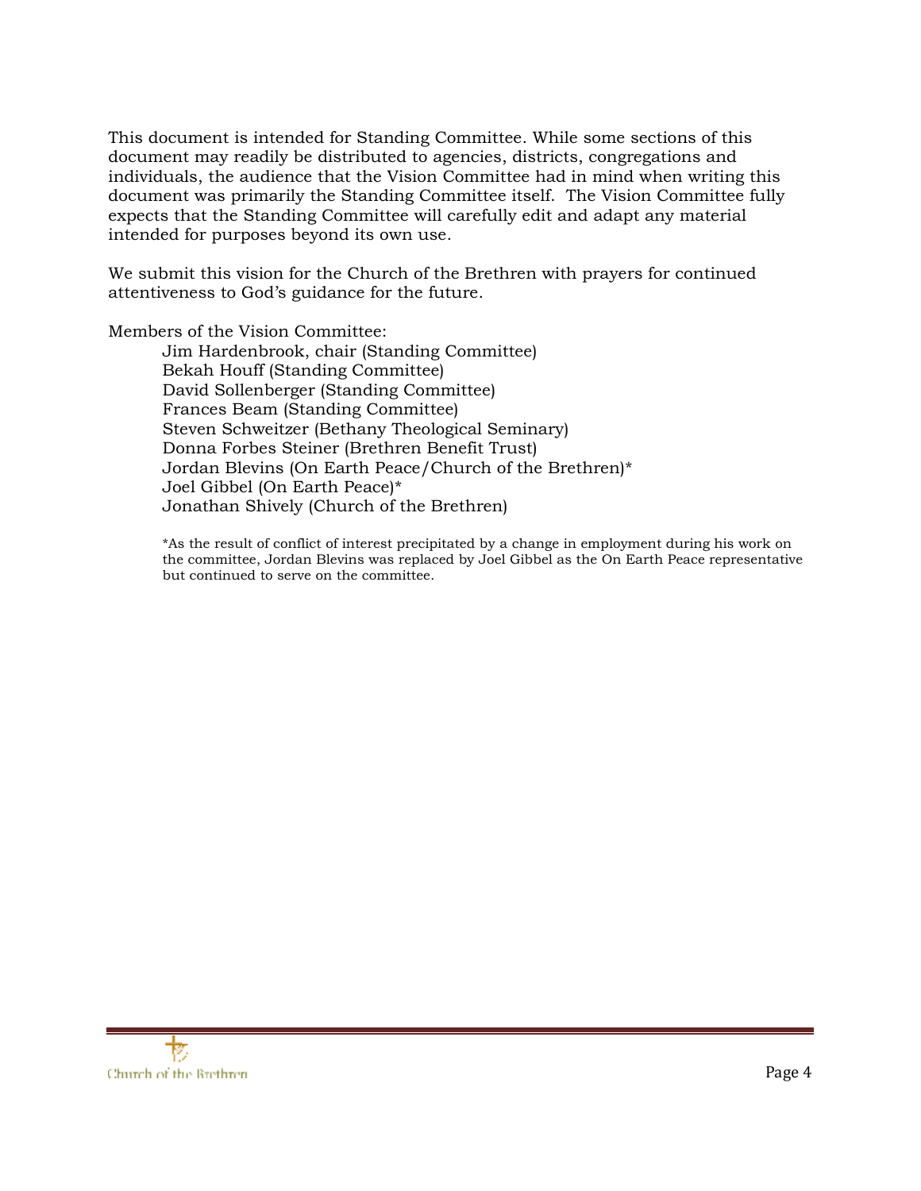This document is intended for Standing Committee. While some sections of this document may readily be distributed to agencies, districts, congregations and individuals, the audience that the Vision Committee had in mind when writing this document was primarily the Standing Committee itself. The Vision Committee fully expects that the Standing Committee will carefully edit and adapt any material intended for purposes beyond its own use.

We submit this vision for the Church of the Brethren with prayers for continued attentiveness to God's guidance for the future.

Members of the Vision Committee:

- Jim Hardenbrook, chair (Standing Committee)
- Bekah Houff (Standing Committee)
- David Sollenberger (Standing Committee)
- Frances Beam (Standing Committee)
- Steven Schweitzer (Bethany Theological Seminary)
- Donna Forbes Steiner (Brethren Benefit Trust)
- Jordan Blevins (On Earth Peace/Church of the Brethren)*
- Joel Gibbel (On Earth Peace)*
- Jonathan Shively (Church of the Brethren)

*As the result of conflict of interest precipitated by a change in employment during his work on the committee, Jordan Blevins was replaced by Joel Gibbel as the On Earth Peace representative but continued to serve on the committee.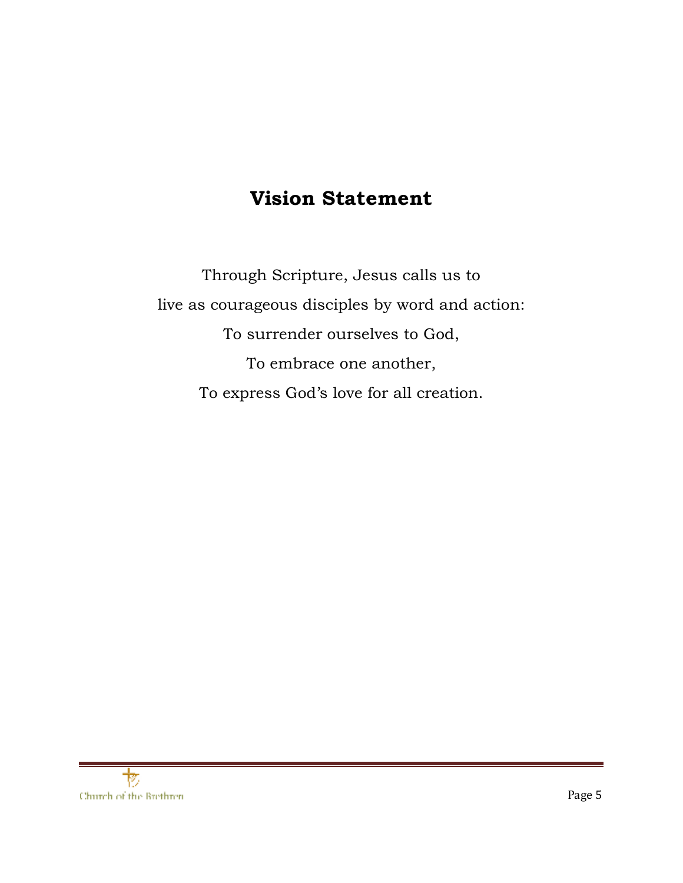# Vision Statement

Through Scripture, Jesus calls us to
live as courageous disciples by word and action:
To surrender ourselves to God,
To embrace one another,
To express God's love for all creation.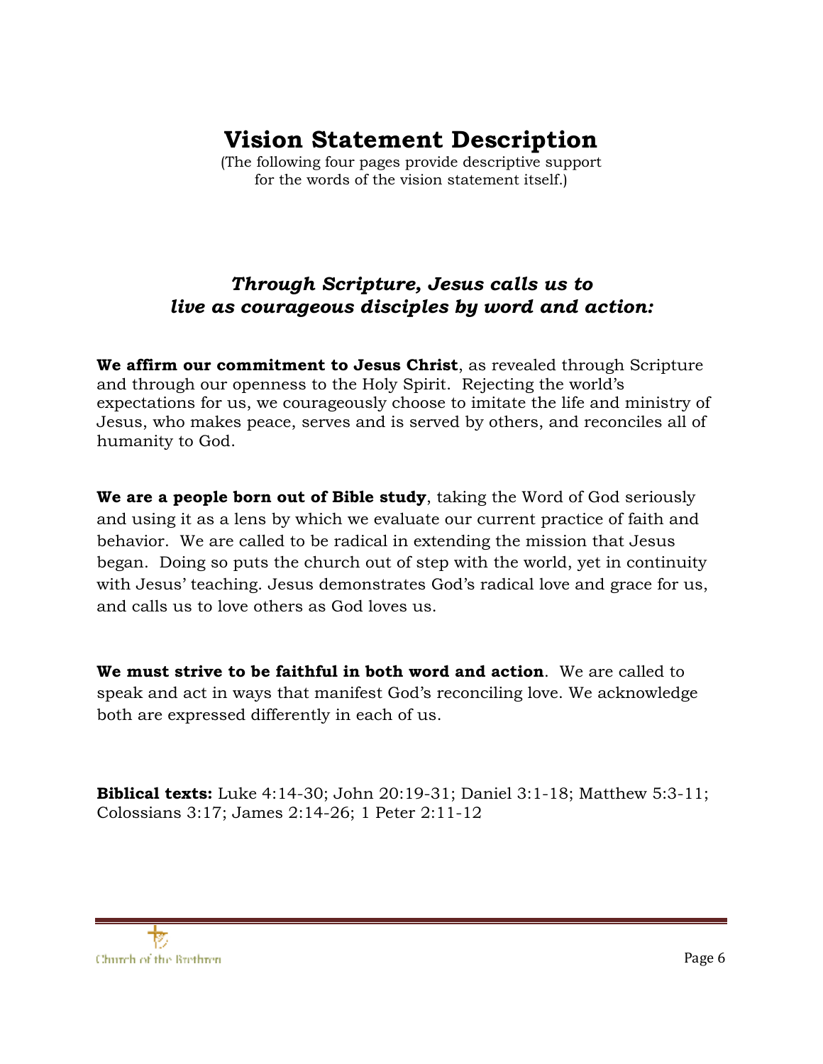# Vision Statement Description

(The following four pages provide descriptive support for the words of the vision statement itself.)

## *Through Scripture, Jesus calls us to live as courageous disciples by word and action:*

**We affirm our commitment to Jesus Christ**, as revealed through Scripture and through our openness to the Holy Spirit. Rejecting the world's expectations for us, we courageously choose to imitate the life and ministry of Jesus, who makes peace, serves and is served by others, and reconciles all of humanity to God.

**We are a people born out of Bible study**, taking the Word of God seriously and using it as a lens by which we evaluate our current practice of faith and behavior. We are called to be radical in extending the mission that Jesus began. Doing so puts the church out of step with the world, yet in continuity with Jesus' teaching. Jesus demonstrates God's radical love and grace for us, and calls us to love others as God loves us.

**We must strive to be faithful in both word and action**. We are called to speak and act in ways that manifest God's reconciling love. We acknowledge both are expressed differently in each of us.

**Biblical texts:** Luke 4:14-30; John 20:19-31; Daniel 3:1-18; Matthew 5:3-11; Colossians 3:17; James 2:14-26; 1 Peter 2:11-12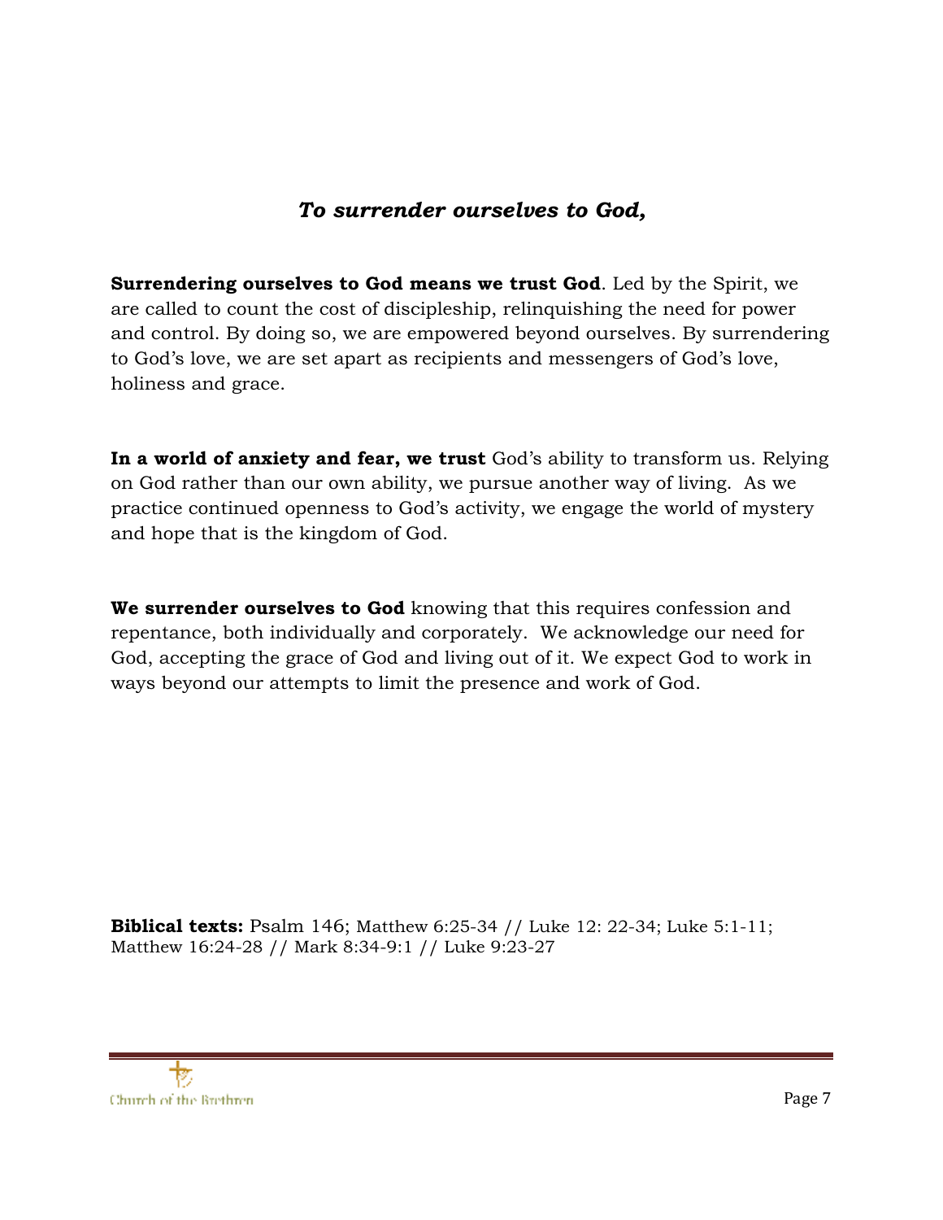## ***To surrender ourselves to God,***

**Surrendering ourselves to God means we trust God**. Led by the Spirit, we are called to count the cost of discipleship, relinquishing the need for power and control. By doing so, we are empowered beyond ourselves. By surrendering to God's love, we are set apart as recipients and messengers of God's love, holiness and grace.

**In a world of anxiety and fear, we trust** God's ability to transform us. Relying on God rather than our own ability, we pursue another way of living. As we practice continued openness to God's activity, we engage the world of mystery and hope that is the kingdom of God.

**We surrender ourselves to God** knowing that this requires confession and repentance, both individually and corporately. We acknowledge our need for God, accepting the grace of God and living out of it. We expect God to work in ways beyond our attempts to limit the presence and work of God.

**Biblical texts:** Psalm 146; Matthew 6:25-34 // Luke 12: 22-34; Luke 5:1-11; Matthew 16:24-28 // Mark 8:34-9:1 // Luke 9:23-27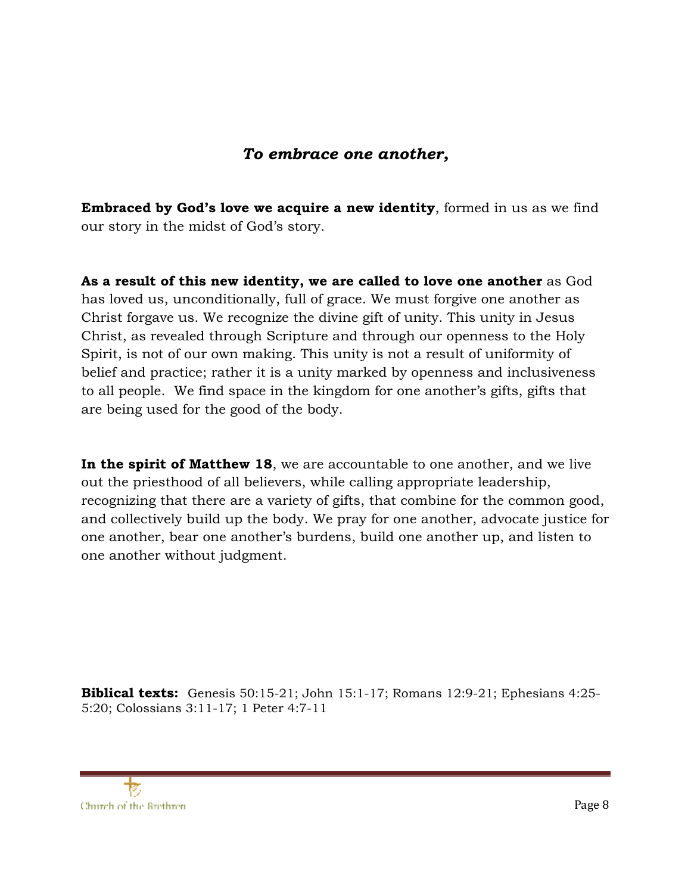### *To embrace one another,*

**Embraced by God's love we acquire a new identity**, formed in us as we find our story in the midst of God's story.

**As a result of this new identity, we are called to love one another** as God has loved us, unconditionally, full of grace. We must forgive one another as Christ forgave us. We recognize the divine gift of unity. This unity in Jesus Christ, as revealed through Scripture and through our openness to the Holy Spirit, is not of our own making. This unity is not a result of uniformity of belief and practice; rather it is a unity marked by openness and inclusiveness to all people. We find space in the kingdom for one another's gifts, gifts that are being used for the good of the body.

**In the spirit of Matthew 18**, we are accountable to one another, and we live out the priesthood of all believers, while calling appropriate leadership, recognizing that there are a variety of gifts, that combine for the common good, and collectively build up the body. We pray for one another, advocate justice for one another, bear one another's burdens, build one another up, and listen to one another without judgment.

**Biblical texts:** Genesis 50:15-21; John 15:1-17; Romans 12:9-21; Ephesians 4:25-5:20; Colossians 3:11-17; 1 Peter 4:7-11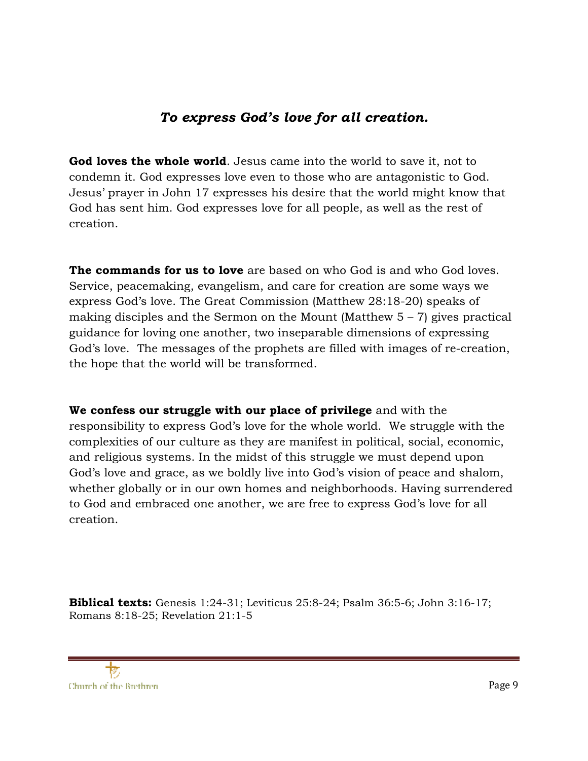## *To express God's love for all creation.*

**God loves the whole world**. Jesus came into the world to save it, not to condemn it. God expresses love even to those who are antagonistic to God. Jesus' prayer in John 17 expresses his desire that the world might know that God has sent him. God expresses love for all people, as well as the rest of creation.

**The commands for us to love** are based on who God is and who God loves. Service, peacemaking, evangelism, and care for creation are some ways we express God's love. The Great Commission (Matthew 28:18-20) speaks of making disciples and the Sermon on the Mount (Matthew 5 – 7) gives practical guidance for loving one another, two inseparable dimensions of expressing God's love. The messages of the prophets are filled with images of re-creation, the hope that the world will be transformed.

**We confess our struggle with our place of privilege** and with the responsibility to express God's love for the whole world. We struggle with the complexities of our culture as they are manifest in political, social, economic, and religious systems. In the midst of this struggle we must depend upon God's love and grace, as we boldly live into God's vision of peace and shalom, whether globally or in our own homes and neighborhoods. Having surrendered to God and embraced one another, we are free to express God's love for all creation.

**Biblical texts:** Genesis 1:24-31; Leviticus 25:8-24; Psalm 36:5-6; John 3:16-17; Romans 8:18-25; Revelation 21:1-5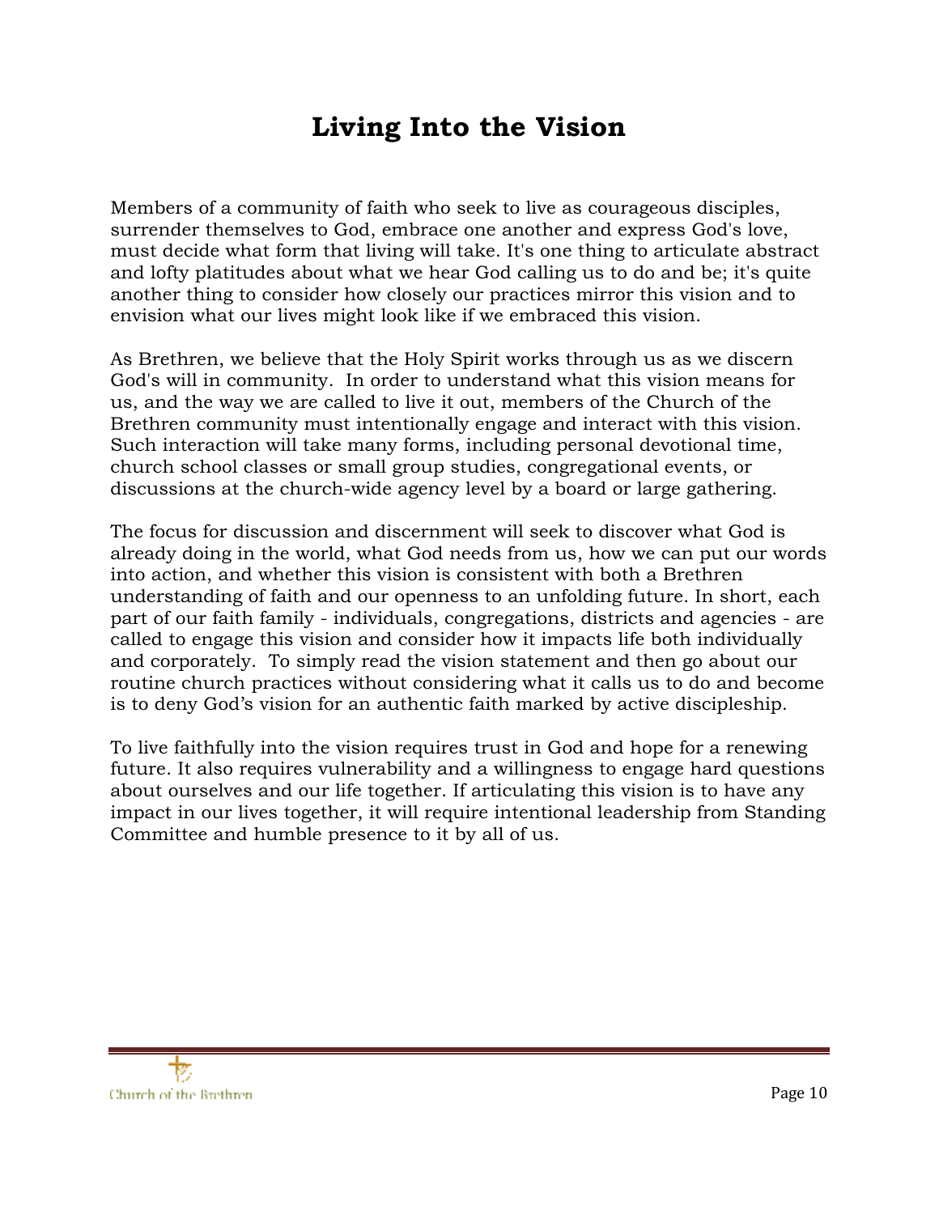# Living Into the Vision

Members of a community of faith who seek to live as courageous disciples, surrender themselves to God, embrace one another and express God's love, must decide what form that living will take. It's one thing to articulate abstract and lofty platitudes about what we hear God calling us to do and be; it's quite another thing to consider how closely our practices mirror this vision and to envision what our lives might look like if we embraced this vision.

As Brethren, we believe that the Holy Spirit works through us as we discern God's will in community. In order to understand what this vision means for us, and the way we are called to live it out, members of the Church of the Brethren community must intentionally engage and interact with this vision. Such interaction will take many forms, including personal devotional time, church school classes or small group studies, congregational events, or discussions at the church-wide agency level by a board or large gathering.

The focus for discussion and discernment will seek to discover what God is already doing in the world, what God needs from us, how we can put our words into action, and whether this vision is consistent with both a Brethren understanding of faith and our openness to an unfolding future. In short, each part of our faith family - individuals, congregations, districts and agencies - are called to engage this vision and consider how it impacts life both individually and corporately. To simply read the vision statement and then go about our routine church practices without considering what it calls us to do and become is to deny God's vision for an authentic faith marked by active discipleship.

To live faithfully into the vision requires trust in God and hope for a renewing future. It also requires vulnerability and a willingness to engage hard questions about ourselves and our life together. If articulating this vision is to have any impact in our lives together, it will require intentional leadership from Standing Committee and humble presence to it by all of us.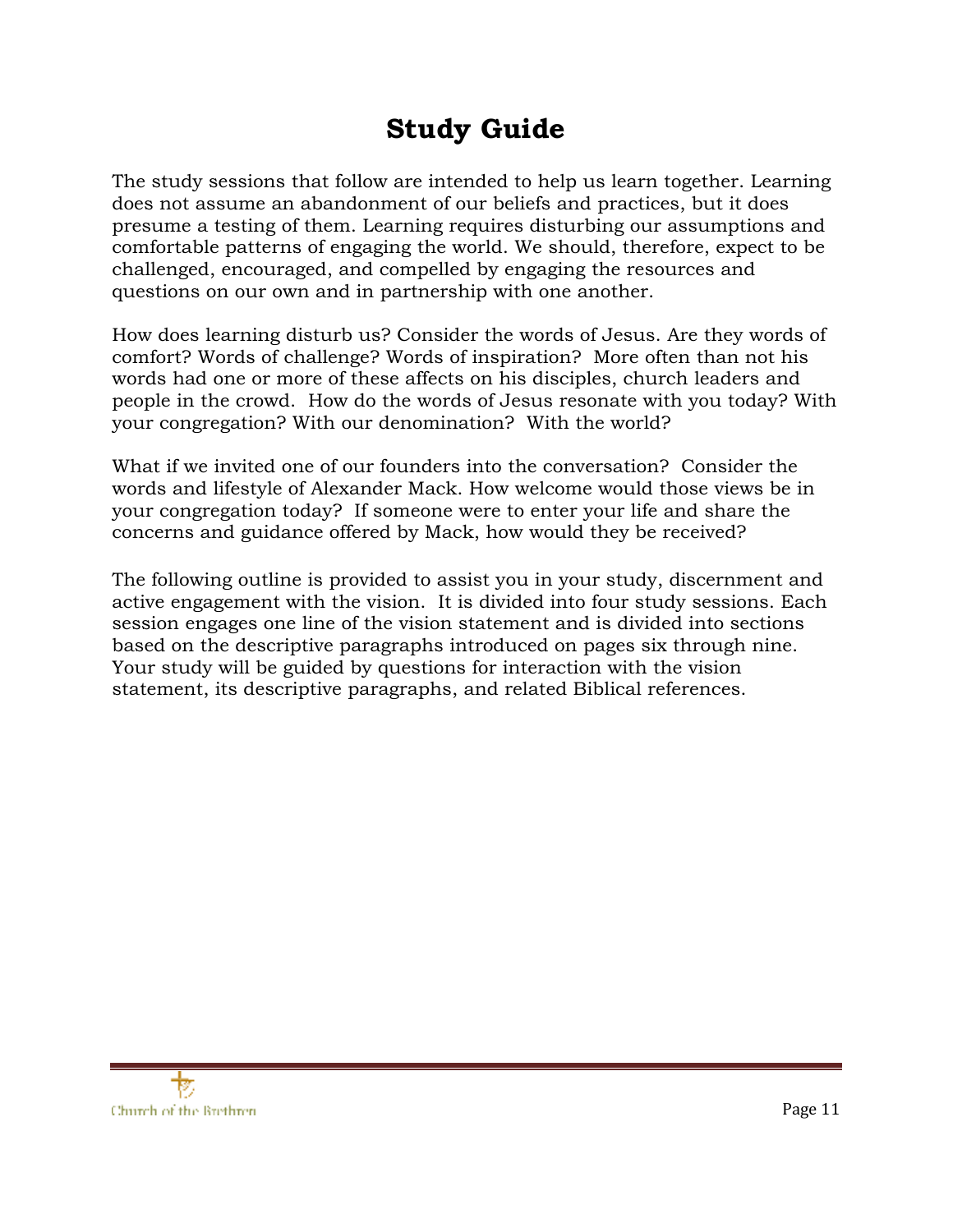# Study Guide

The study sessions that follow are intended to help us learn together. Learning does not assume an abandonment of our beliefs and practices, but it does presume a testing of them. Learning requires disturbing our assumptions and comfortable patterns of engaging the world. We should, therefore, expect to be challenged, encouraged, and compelled by engaging the resources and questions on our own and in partnership with one another.

How does learning disturb us? Consider the words of Jesus. Are they words of comfort? Words of challenge? Words of inspiration? More often than not his words had one or more of these affects on his disciples, church leaders and people in the crowd. How do the words of Jesus resonate with you today? With your congregation? With our denomination? With the world?

What if we invited one of our founders into the conversation? Consider the words and lifestyle of Alexander Mack. How welcome would those views be in your congregation today? If someone were to enter your life and share the concerns and guidance offered by Mack, how would they be received?

The following outline is provided to assist you in your study, discernment and active engagement with the vision. It is divided into four study sessions. Each session engages one line of the vision statement and is divided into sections based on the descriptive paragraphs introduced on pages six through nine. Your study will be guided by questions for interaction with the vision statement, its descriptive paragraphs, and related Biblical references.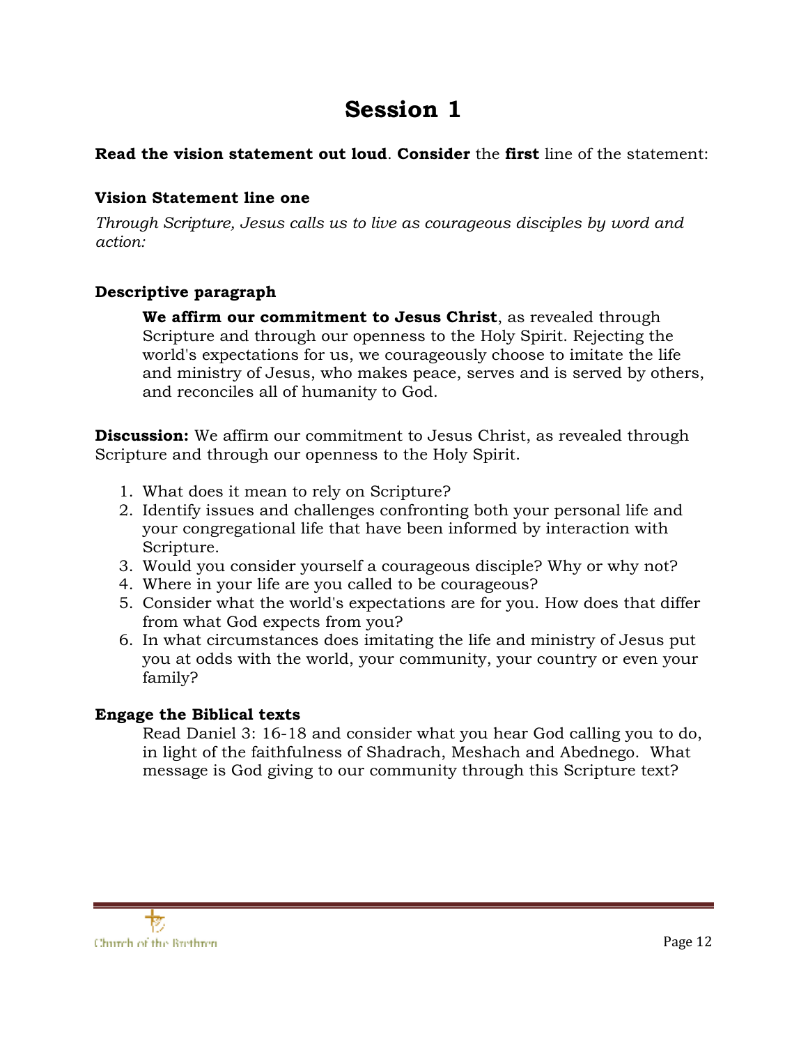# Session 1

**Read the vision statement out loud**. **Consider** the **first** line of the statement:

### Vision Statement line one

*Through Scripture, Jesus calls us to live as courageous disciples by word and action:*

### Descriptive paragraph

> **We affirm our commitment to Jesus Christ**, as revealed through Scripture and through our openness to the Holy Spirit. Rejecting the world's expectations for us, we courageously choose to imitate the life and ministry of Jesus, who makes peace, serves and is served by others, and reconciles all of humanity to God.

**Discussion:** We affirm our commitment to Jesus Christ, as revealed through Scripture and through our openness to the Holy Spirit.

1. What does it mean to rely on Scripture?
2. Identify issues and challenges confronting both your personal life and your congregational life that have been informed by interaction with Scripture.
3. Would you consider yourself a courageous disciple? Why or why not?
4. Where in your life are you called to be courageous?
5. Consider what the world's expectations are for you. How does that differ from what God expects from you?
6. In what circumstances does imitating the life and ministry of Jesus put you at odds with the world, your community, your country or even your family?

### Engage the Biblical texts

> Read Daniel 3: 16-18 and consider what you hear God calling you to do, in light of the faithfulness of Shadrach, Meshach and Abednego. What message is God giving to our community through this Scripture text?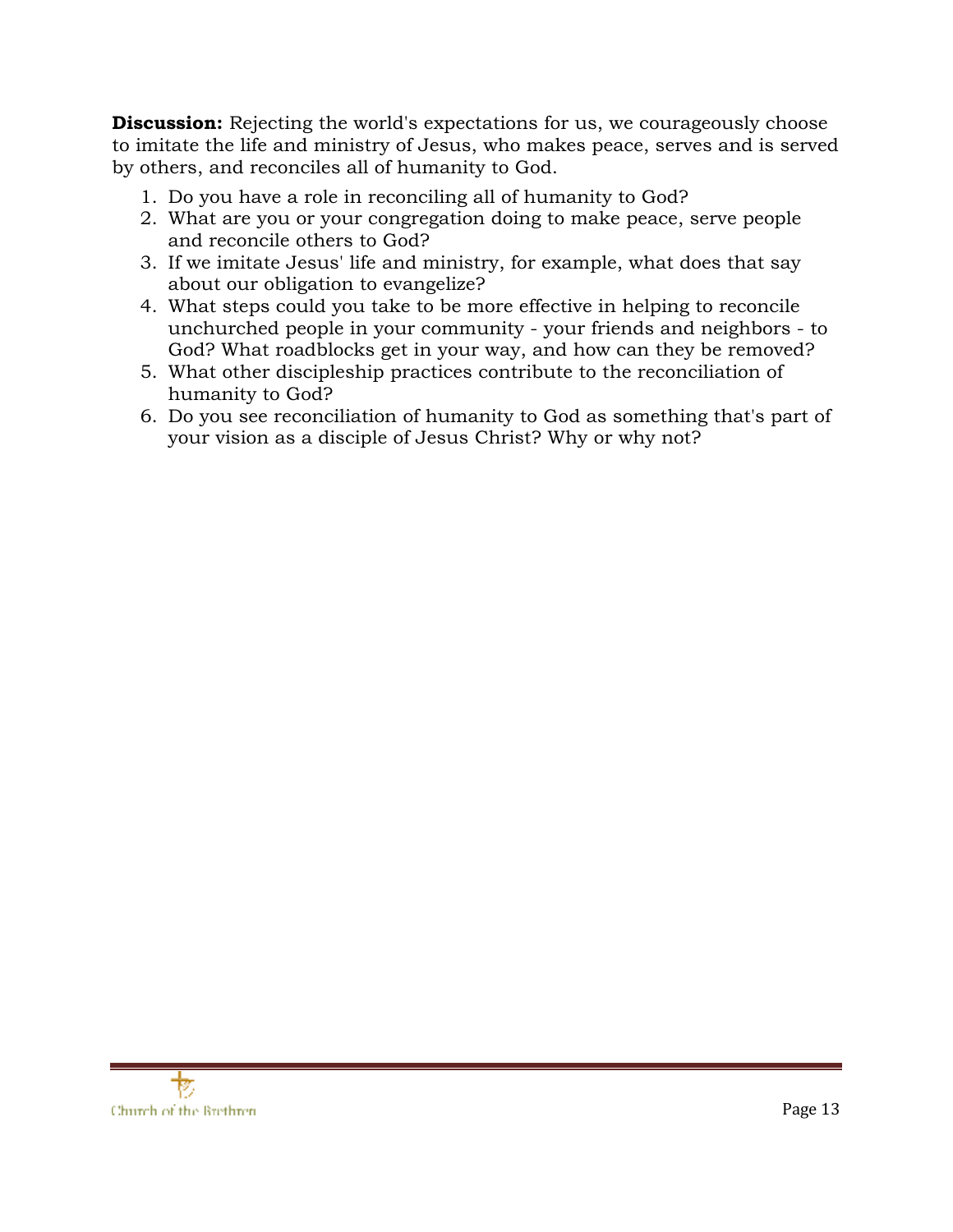**Discussion:** Rejecting the world's expectations for us, we courageously choose to imitate the life and ministry of Jesus, who makes peace, serves and is served by others, and reconciles all of humanity to God.

1. Do you have a role in reconciling all of humanity to God?
2. What are you or your congregation doing to make peace, serve people and reconcile others to God?
3. If we imitate Jesus' life and ministry, for example, what does that say about our obligation to evangelize?
4. What steps could you take to be more effective in helping to reconcile unchurched people in your community - your friends and neighbors - to God? What roadblocks get in your way, and how can they be removed?
5. What other discipleship practices contribute to the reconciliation of humanity to God?
6. Do you see reconciliation of humanity to God as something that's part of your vision as a disciple of Jesus Christ? Why or why not?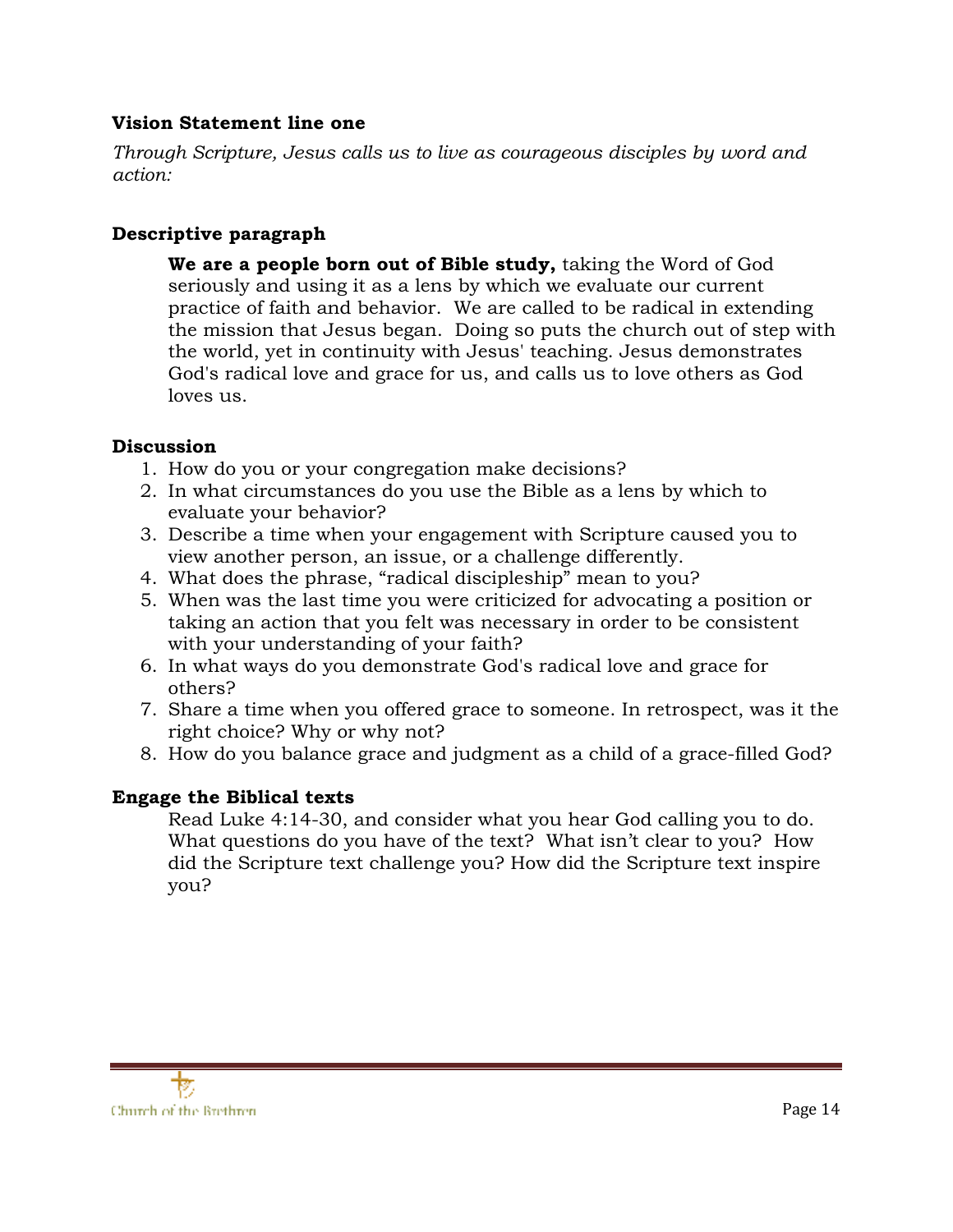**Vision Statement line one**

*Through Scripture, Jesus calls us to live as courageous disciples by word and action:*

**Descriptive paragraph**

> **We are a people born out of Bible study,** taking the Word of God seriously and using it as a lens by which we evaluate our current practice of faith and behavior. We are called to be radical in extending the mission that Jesus began. Doing so puts the church out of step with the world, yet in continuity with Jesus' teaching. Jesus demonstrates God's radical love and grace for us, and calls us to love others as God loves us.

**Discussion**

1. How do you or your congregation make decisions?
2. In what circumstances do you use the Bible as a lens by which to evaluate your behavior?
3. Describe a time when your engagement with Scripture caused you to view another person, an issue, or a challenge differently.
4. What does the phrase, "radical discipleship" mean to you?
5. When was the last time you were criticized for advocating a position or taking an action that you felt was necessary in order to be consistent with your understanding of your faith?
6. In what ways do you demonstrate God's radical love and grace for others?
7. Share a time when you offered grace to someone. In retrospect, was it the right choice? Why or why not?
8. How do you balance grace and judgment as a child of a grace-filled God?

**Engage the Biblical texts**

> Read Luke 4:14-30, and consider what you hear God calling you to do. What questions do you have of the text? What isn't clear to you? How did the Scripture text challenge you? How did the Scripture text inspire you?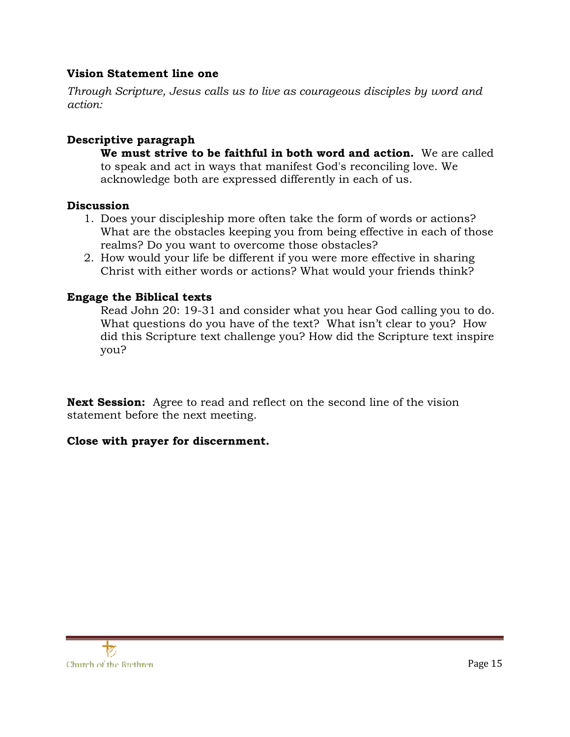**Vision Statement line one**

*Through Scripture, Jesus calls us to live as courageous disciples by word and action:*

**Descriptive paragraph**

**We must strive to be faithful in both word and action.** We are called to speak and act in ways that manifest God's reconciling love. We acknowledge both are expressed differently in each of us.

**Discussion**

1. Does your discipleship more often take the form of words or actions? What are the obstacles keeping you from being effective in each of those realms? Do you want to overcome those obstacles?
2. How would your life be different if you were more effective in sharing Christ with either words or actions? What would your friends think?

**Engage the Biblical texts**

Read John 20: 19-31 and consider what you hear God calling you to do. What questions do you have of the text? What isn't clear to you? How did this Scripture text challenge you? How did the Scripture text inspire you?

**Next Session:** Agree to read and reflect on the second line of the vision statement before the next meeting.

**Close with prayer for discernment.**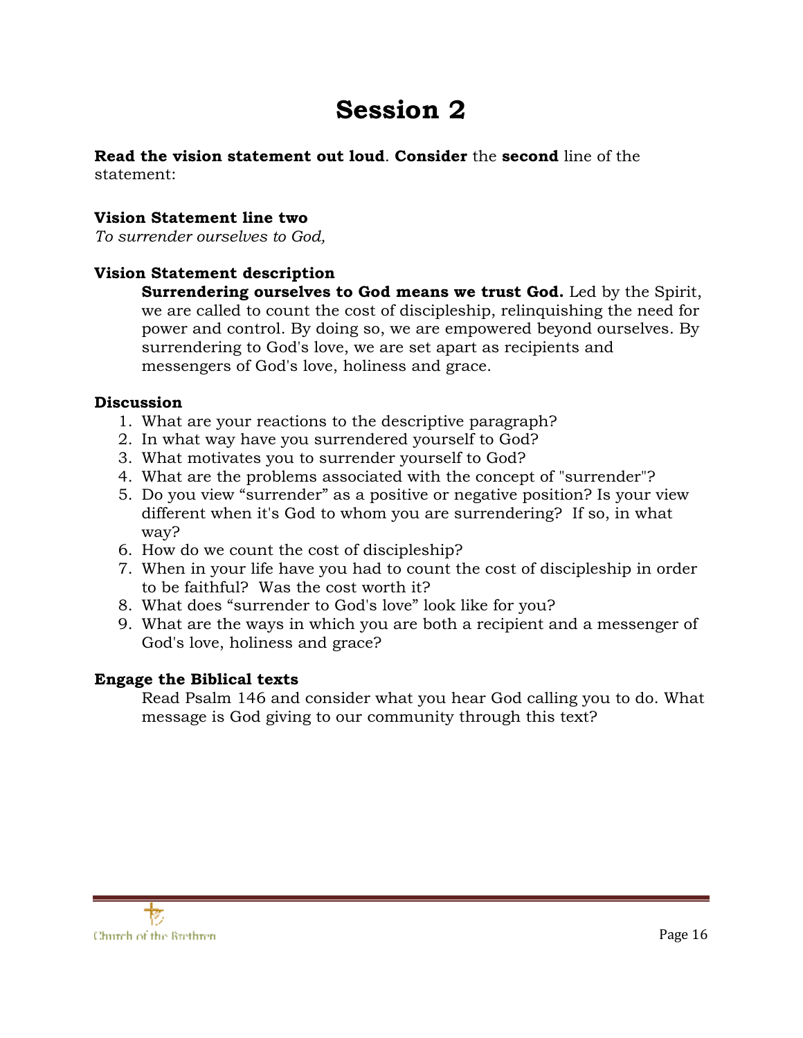# Session 2

**Read the vision statement out loud**. **Consider** the **second** line of the statement:

**Vision Statement line two**

*To surrender ourselves to God,*

**Vision Statement description**

**Surrendering ourselves to God means we trust God.** Led by the Spirit, we are called to count the cost of discipleship, relinquishing the need for power and control. By doing so, we are empowered beyond ourselves. By surrendering to God's love, we are set apart as recipients and messengers of God's love, holiness and grace.

**Discussion**

1. What are your reactions to the descriptive paragraph?
2. In what way have you surrendered yourself to God?
3. What motivates you to surrender yourself to God?
4. What are the problems associated with the concept of "surrender"?
5. Do you view "surrender" as a positive or negative position? Is your view different when it's God to whom you are surrendering? If so, in what way?
6. How do we count the cost of discipleship?
7. When in your life have you had to count the cost of discipleship in order to be faithful? Was the cost worth it?
8. What does "surrender to God's love" look like for you?
9. What are the ways in which you are both a recipient and a messenger of God's love, holiness and grace?

**Engage the Biblical texts**

Read Psalm 146 and consider what you hear God calling you to do. What message is God giving to our community through this text?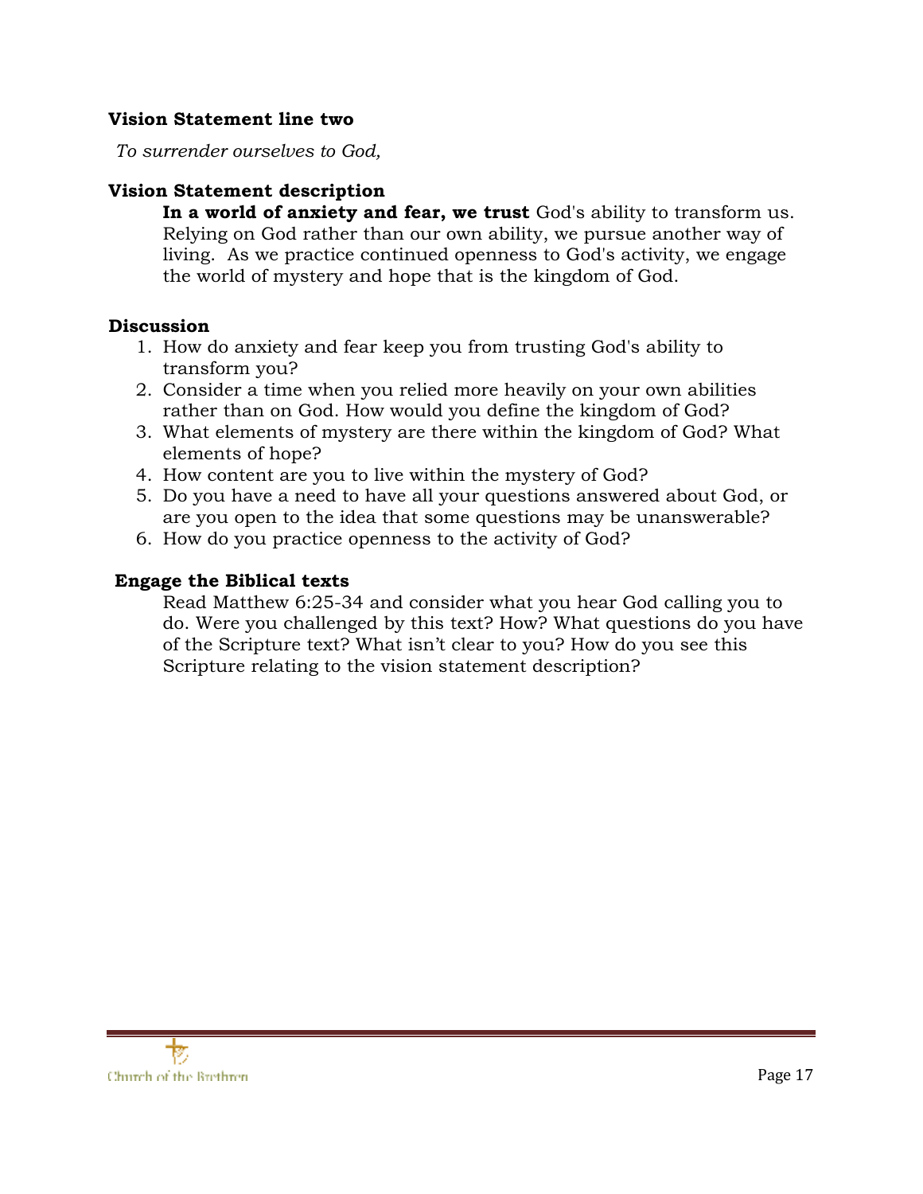**Vision Statement line two**

*To surrender ourselves to God,*

**Vision Statement description**

**In a world of anxiety and fear, we trust** God's ability to transform us. Relying on God rather than our own ability, we pursue another way of living. As we practice continued openness to God's activity, we engage the world of mystery and hope that is the kingdom of God.

**Discussion**

1. How do anxiety and fear keep you from trusting God's ability to transform you?
2. Consider a time when you relied more heavily on your own abilities rather than on God. How would you define the kingdom of God?
3. What elements of mystery are there within the kingdom of God? What elements of hope?
4. How content are you to live within the mystery of God?
5. Do you have a need to have all your questions answered about God, or are you open to the idea that some questions may be unanswerable?
6. How do you practice openness to the activity of God?

**Engage the Biblical texts**

Read Matthew 6:25-34 and consider what you hear God calling you to do. Were you challenged by this text? How? What questions do you have of the Scripture text? What isn't clear to you? How do you see this Scripture relating to the vision statement description?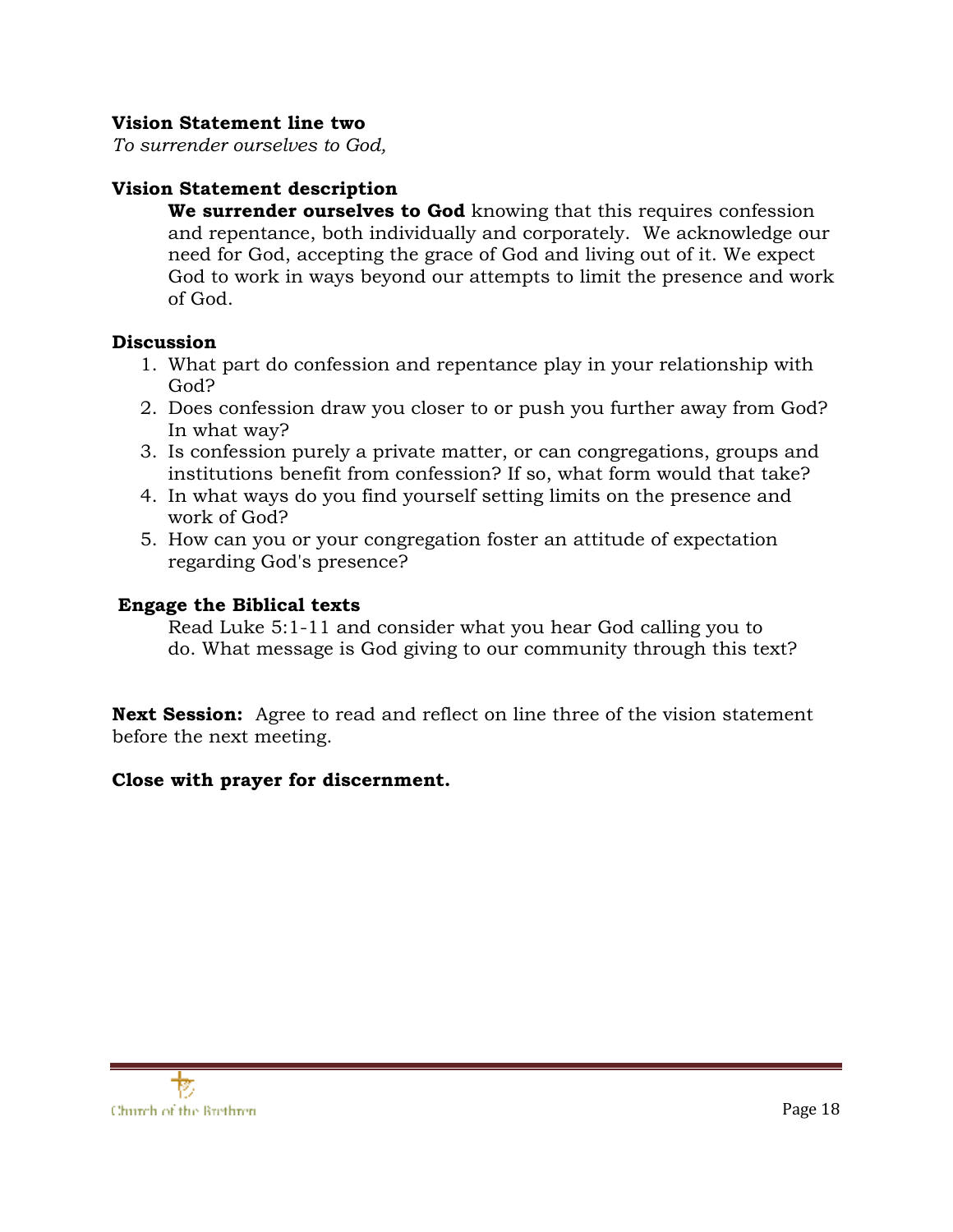**Vision Statement line two**

*To surrender ourselves to God,*

**Vision Statement description**

**We surrender ourselves to God** knowing that this requires confession and repentance, both individually and corporately. We acknowledge our need for God, accepting the grace of God and living out of it. We expect God to work in ways beyond our attempts to limit the presence and work of God.

**Discussion**

1. What part do confession and repentance play in your relationship with God?
2. Does confession draw you closer to or push you further away from God? In what way?
3. Is confession purely a private matter, or can congregations, groups and institutions benefit from confession? If so, what form would that take?
4. In what ways do you find yourself setting limits on the presence and work of God?
5. How can you or your congregation foster an attitude of expectation regarding God's presence?

**Engage the Biblical texts**

Read Luke 5:1-11 and consider what you hear God calling you to do. What message is God giving to our community through this text?

**Next Session:** Agree to read and reflect on line three of the vision statement before the next meeting.

**Close with prayer for discernment.**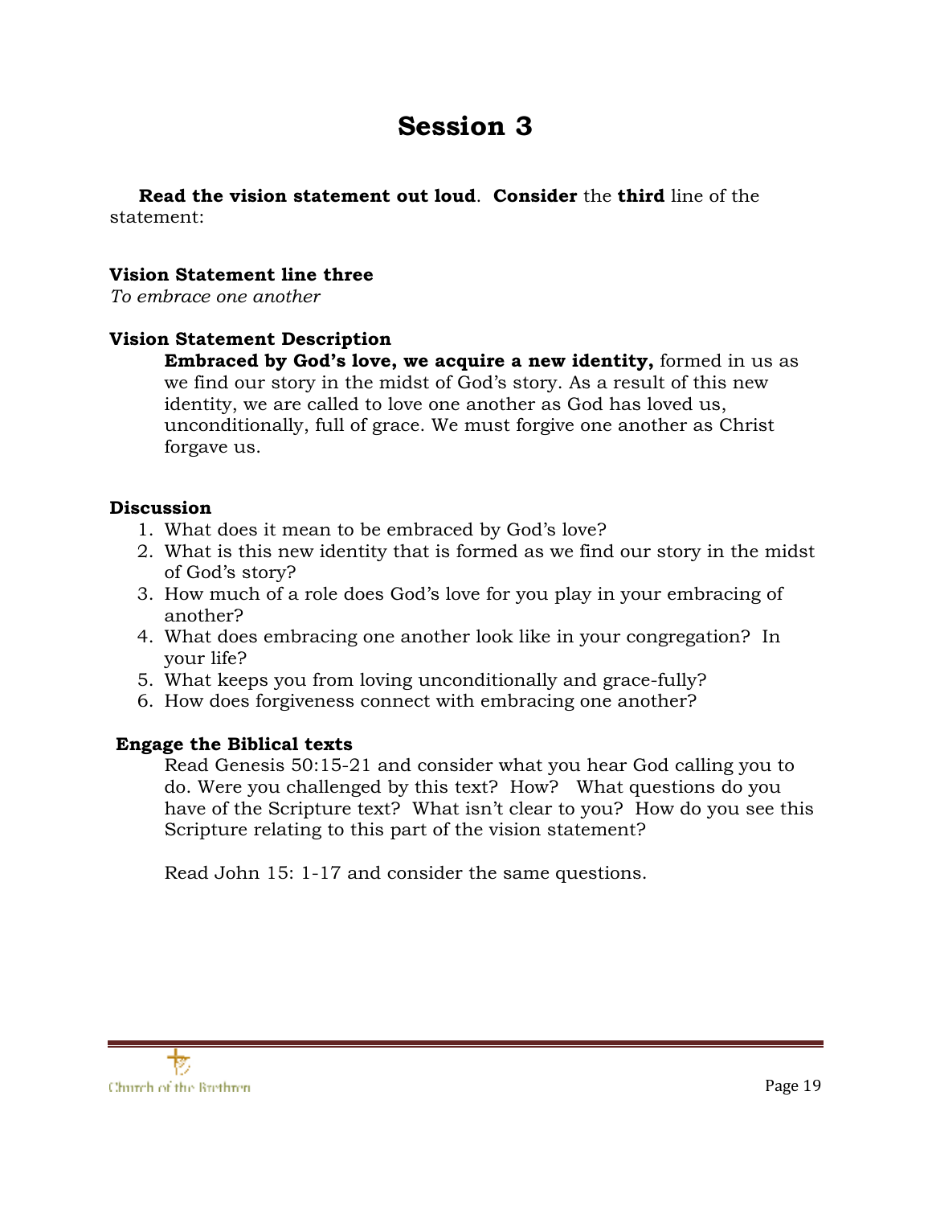# Session 3

**Read the vision statement out loud**. **Consider** the **third** line of the statement:

**Vision Statement line three**
*To embrace one another*

**Vision Statement Description**

**Embraced by God's love, we acquire a new identity,** formed in us as we find our story in the midst of God's story. As a result of this new identity, we are called to love one another as God has loved us, unconditionally, full of grace. We must forgive one another as Christ forgave us.

**Discussion**

1. What does it mean to be embraced by God's love?
2. What is this new identity that is formed as we find our story in the midst of God's story?
3. How much of a role does God's love for you play in your embracing of another?
4. What does embracing one another look like in your congregation? In your life?
5. What keeps you from loving unconditionally and grace-fully?
6. How does forgiveness connect with embracing one another?

**Engage the Biblical texts**

Read Genesis 50:15-21 and consider what you hear God calling you to do. Were you challenged by this text? How? What questions do you have of the Scripture text? What isn't clear to you? How do you see this Scripture relating to this part of the vision statement?

Read John 15: 1-17 and consider the same questions.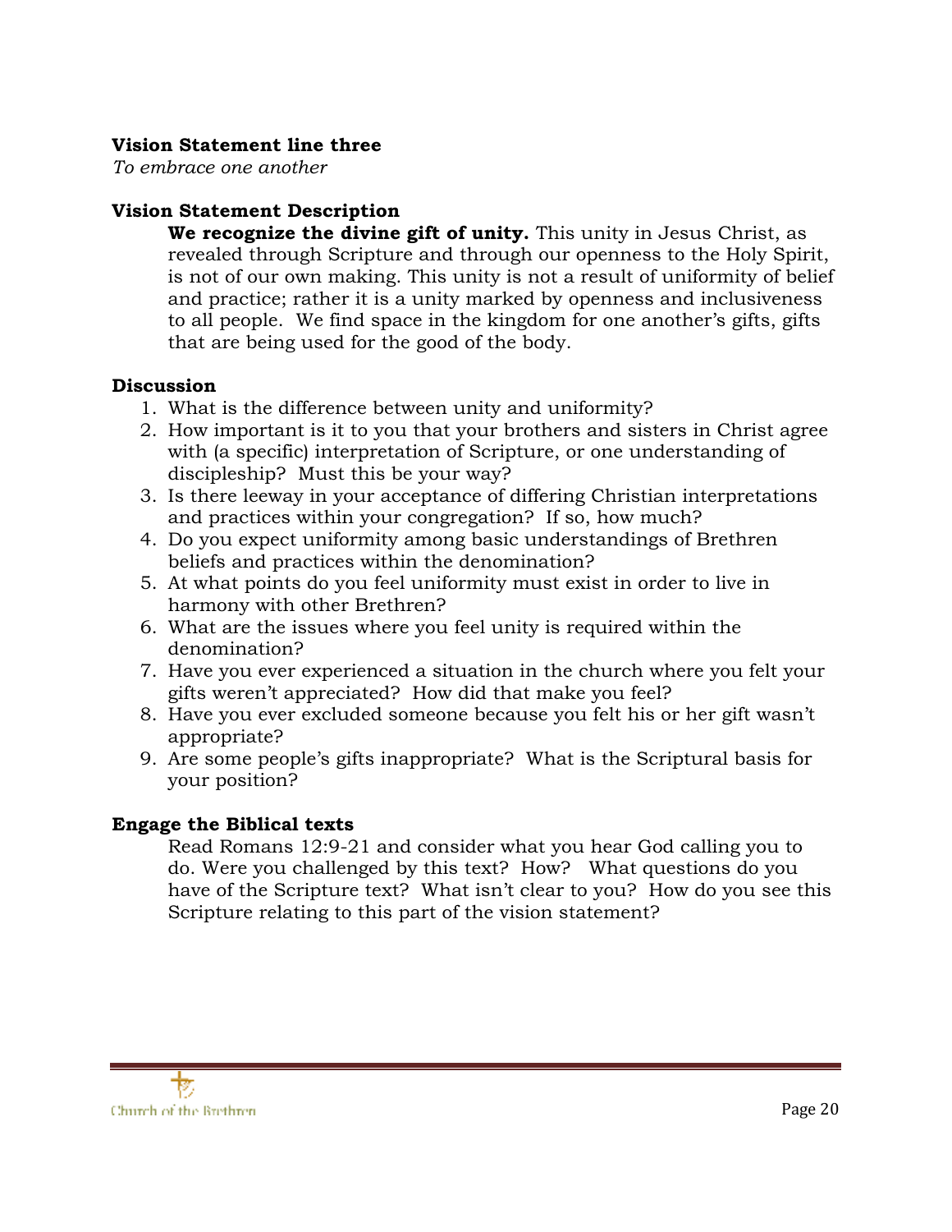**Vision Statement line three**

*To embrace one another*

**Vision Statement Description**

**We recognize the divine gift of unity.** This unity in Jesus Christ, as revealed through Scripture and through our openness to the Holy Spirit, is not of our own making. This unity is not a result of uniformity of belief and practice; rather it is a unity marked by openness and inclusiveness to all people. We find space in the kingdom for one another's gifts, gifts that are being used for the good of the body.

**Discussion**

1. What is the difference between unity and uniformity?
2. How important is it to you that your brothers and sisters in Christ agree with (a specific) interpretation of Scripture, or one understanding of discipleship? Must this be your way?
3. Is there leeway in your acceptance of differing Christian interpretations and practices within your congregation? If so, how much?
4. Do you expect uniformity among basic understandings of Brethren beliefs and practices within the denomination?
5. At what points do you feel uniformity must exist in order to live in harmony with other Brethren?
6. What are the issues where you feel unity is required within the denomination?
7. Have you ever experienced a situation in the church where you felt your gifts weren't appreciated? How did that make you feel?
8. Have you ever excluded someone because you felt his or her gift wasn't appropriate?
9. Are some people's gifts inappropriate? What is the Scriptural basis for your position?

**Engage the Biblical texts**

Read Romans 12:9-21 and consider what you hear God calling you to do. Were you challenged by this text? How? What questions do you have of the Scripture text? What isn't clear to you? How do you see this Scripture relating to this part of the vision statement?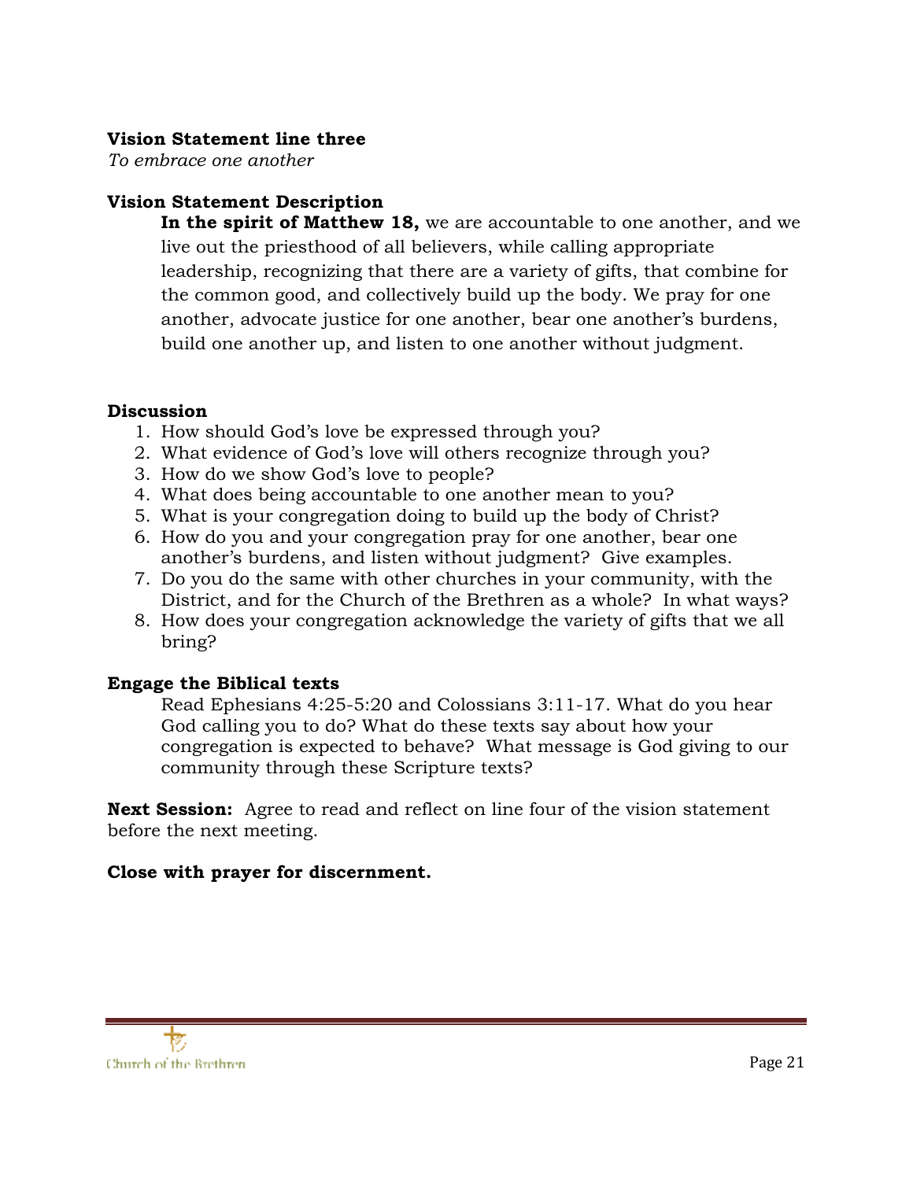**Vision Statement line three**
*To embrace one another*

**Vision Statement Description**

**In the spirit of Matthew 18,** we are accountable to one another, and we live out the priesthood of all believers, while calling appropriate leadership, recognizing that there are a variety of gifts, that combine for the common good, and collectively build up the body. We pray for one another, advocate justice for one another, bear one another's burdens, build one another up, and listen to one another without judgment.

**Discussion**

1. How should God's love be expressed through you?
2. What evidence of God's love will others recognize through you?
3. How do we show God's love to people?
4. What does being accountable to one another mean to you?
5. What is your congregation doing to build up the body of Christ?
6. How do you and your congregation pray for one another, bear one another's burdens, and listen without judgment? Give examples.
7. Do you do the same with other churches in your community, with the District, and for the Church of the Brethren as a whole? In what ways?
8. How does your congregation acknowledge the variety of gifts that we all bring?

**Engage the Biblical texts**

Read Ephesians 4:25-5:20 and Colossians 3:11-17. What do you hear God calling you to do? What do these texts say about how your congregation is expected to behave? What message is God giving to our community through these Scripture texts?

**Next Session:** Agree to read and reflect on line four of the vision statement before the next meeting.

**Close with prayer for discernment.**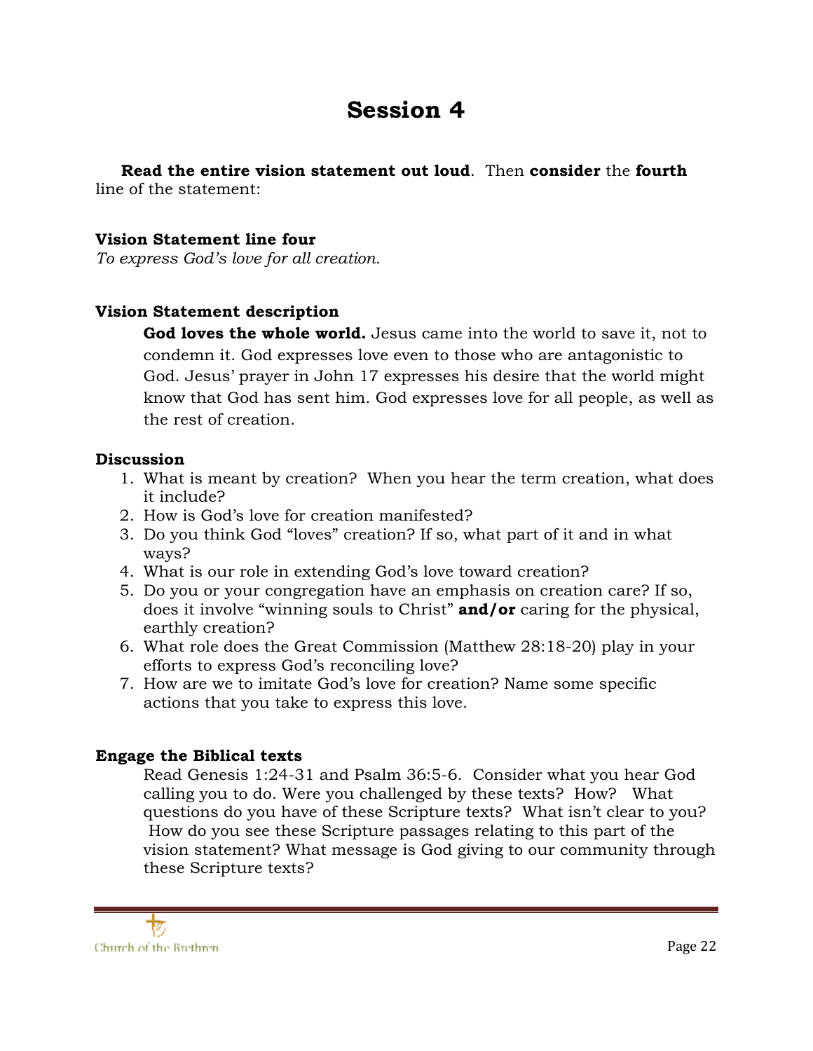# Session 4

**Read the entire vision statement out loud**. Then **consider** the **fourth** line of the statement:

**Vision Statement line four**
*To express God's love for all creation.*

**Vision Statement description**

> **God loves the whole world.** Jesus came into the world to save it, not to condemn it. God expresses love even to those who are antagonistic to God. Jesus' prayer in John 17 expresses his desire that the world might know that God has sent him. God expresses love for all people, as well as the rest of creation.

**Discussion**

1. What is meant by creation? When you hear the term creation, what does it include?
2. How is God's love for creation manifested?
3. Do you think God "loves" creation? If so, what part of it and in what ways?
4. What is our role in extending God's love toward creation?
5. Do you or your congregation have an emphasis on creation care? If so, does it involve "winning souls to Christ" **and/or** caring for the physical, earthly creation?
6. What role does the Great Commission (Matthew 28:18-20) play in your efforts to express God's reconciling love?
7. How are we to imitate God's love for creation? Name some specific actions that you take to express this love.

**Engage the Biblical texts**

Read Genesis 1:24-31 and Psalm 36:5-6. Consider what you hear God calling you to do. Were you challenged by these texts? How? What questions do you have of these Scripture texts? What isn't clear to you? How do you see these Scripture passages relating to this part of the vision statement? What message is God giving to our community through these Scripture texts?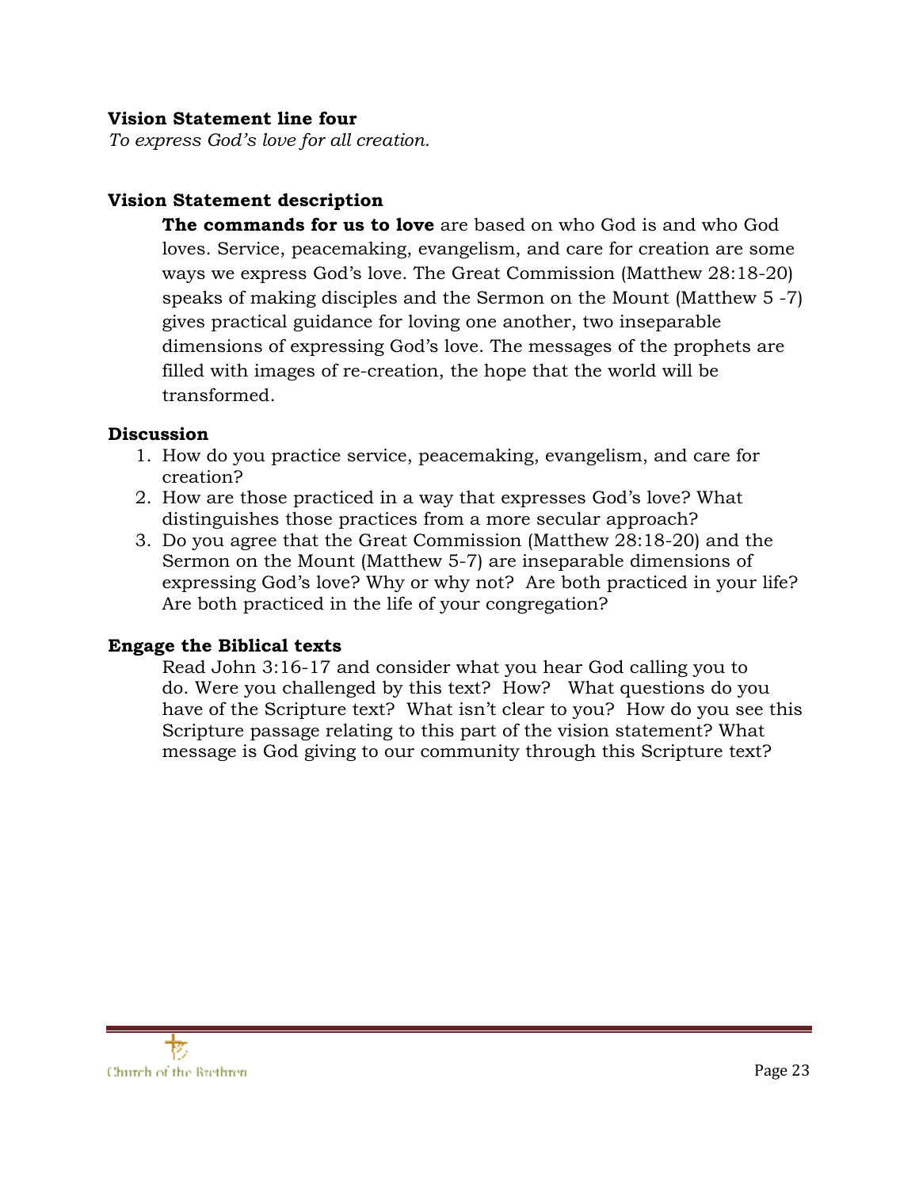**Vision Statement line four**

*To express God's love for all creation.*

**Vision Statement description**

**The commands for us to love** are based on who God is and who God loves. Service, peacemaking, evangelism, and care for creation are some ways we express God's love. The Great Commission (Matthew 28:18-20) speaks of making disciples and the Sermon on the Mount (Matthew 5 -7) gives practical guidance for loving one another, two inseparable dimensions of expressing God's love. The messages of the prophets are filled with images of re-creation, the hope that the world will be transformed.

**Discussion**

1. How do you practice service, peacemaking, evangelism, and care for creation?
2. How are those practiced in a way that expresses God's love? What distinguishes those practices from a more secular approach?
3. Do you agree that the Great Commission (Matthew 28:18-20) and the Sermon on the Mount (Matthew 5-7) are inseparable dimensions of expressing God's love? Why or why not? Are both practiced in your life? Are both practiced in the life of your congregation?

**Engage the Biblical texts**

Read John 3:16-17 and consider what you hear God calling you to do. Were you challenged by this text? How? What questions do you have of the Scripture text? What isn't clear to you? How do you see this Scripture passage relating to this part of the vision statement? What message is God giving to our community through this Scripture text?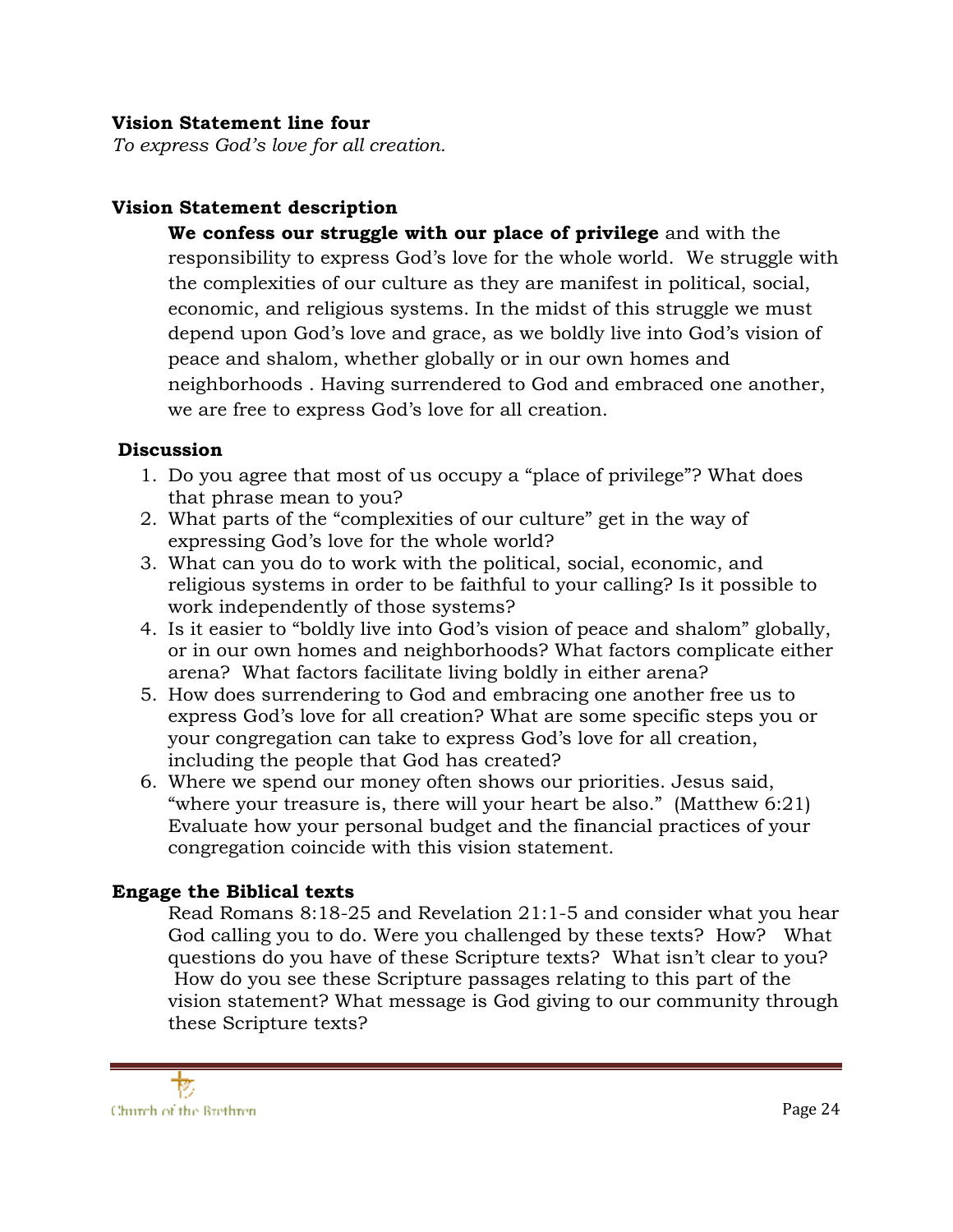**Vision Statement line four**

*To express God's love for all creation.*

**Vision Statement description**

**We confess our struggle with our place of privilege** and with the responsibility to express God's love for the whole world. We struggle with the complexities of our culture as they are manifest in political, social, economic, and religious systems. In the midst of this struggle we must depend upon God's love and grace, as we boldly live into God's vision of peace and shalom, whether globally or in our own homes and neighborhoods . Having surrendered to God and embraced one another, we are free to express God's love for all creation.

**Discussion**

1. Do you agree that most of us occupy a "place of privilege"? What does that phrase mean to you?
2. What parts of the "complexities of our culture" get in the way of expressing God's love for the whole world?
3. What can you do to work with the political, social, economic, and religious systems in order to be faithful to your calling? Is it possible to work independently of those systems?
4. Is it easier to "boldly live into God's vision of peace and shalom" globally, or in our own homes and neighborhoods? What factors complicate either arena? What factors facilitate living boldly in either arena?
5. How does surrendering to God and embracing one another free us to express God's love for all creation? What are some specific steps you or your congregation can take to express God's love for all creation, including the people that God has created?
6. Where we spend our money often shows our priorities. Jesus said, "where your treasure is, there will your heart be also." (Matthew 6:21) Evaluate how your personal budget and the financial practices of your congregation coincide with this vision statement.

**Engage the Biblical texts**

Read Romans 8:18-25 and Revelation 21:1-5 and consider what you hear God calling you to do. Were you challenged by these texts? How? What questions do you have of these Scripture texts? What isn't clear to you? How do you see these Scripture passages relating to this part of the vision statement? What message is God giving to our community through these Scripture texts?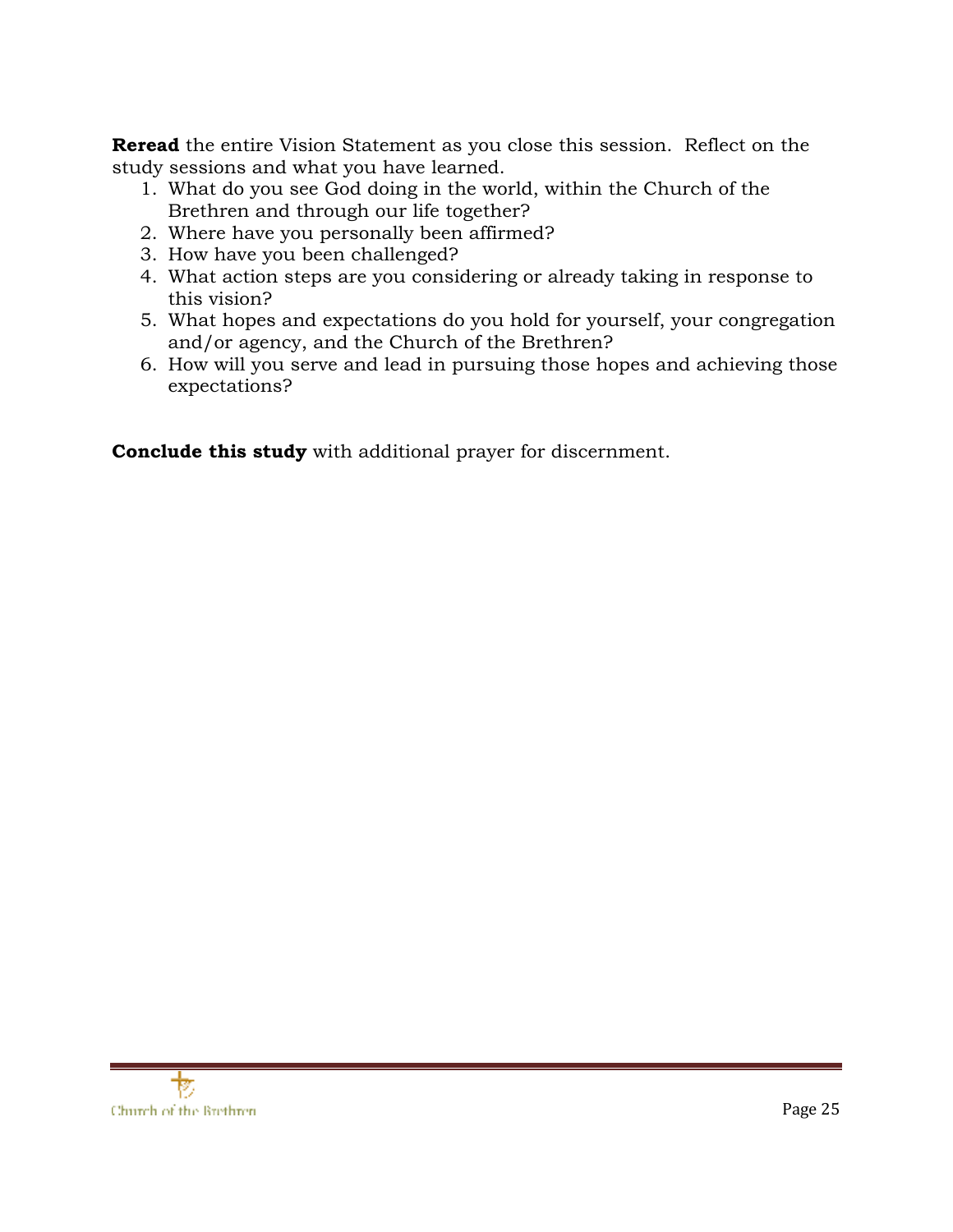**Reread** the entire Vision Statement as you close this session. Reflect on the study sessions and what you have learned.

1. What do you see God doing in the world, within the Church of the Brethren and through our life together?
2. Where have you personally been affirmed?
3. How have you been challenged?
4. What action steps are you considering or already taking in response to this vision?
5. What hopes and expectations do you hold for yourself, your congregation and/or agency, and the Church of the Brethren?
6. How will you serve and lead in pursuing those hopes and achieving those expectations?

**Conclude this study** with additional prayer for discernment.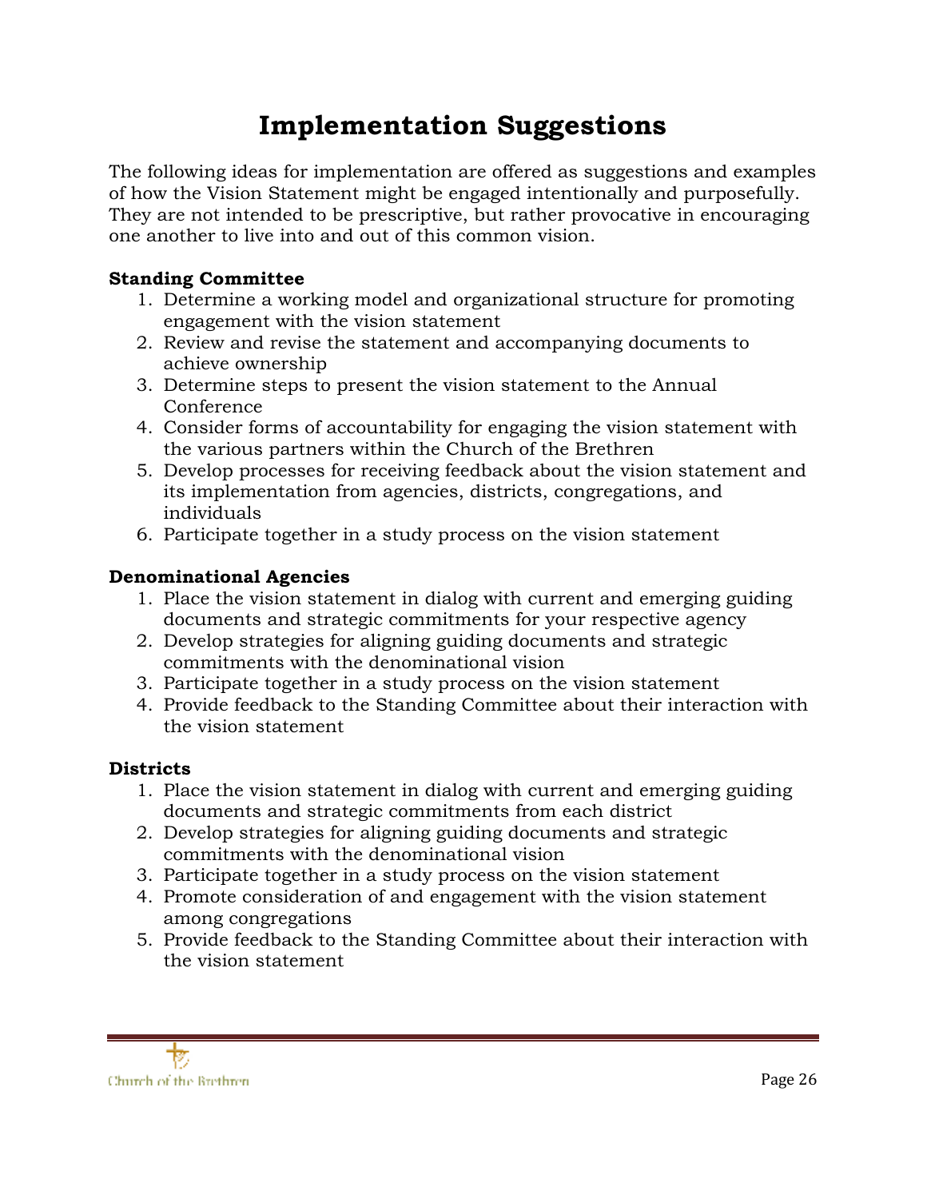# Implementation Suggestions

The following ideas for implementation are offered as suggestions and examples of how the Vision Statement might be engaged intentionally and purposefully. They are not intended to be prescriptive, but rather provocative in encouraging one another to live into and out of this common vision.

**Standing Committee**

1. Determine a working model and organizational structure for promoting engagement with the vision statement
2. Review and revise the statement and accompanying documents to achieve ownership
3. Determine steps to present the vision statement to the Annual Conference
4. Consider forms of accountability for engaging the vision statement with the various partners within the Church of the Brethren
5. Develop processes for receiving feedback about the vision statement and its implementation from agencies, districts, congregations, and individuals
6. Participate together in a study process on the vision statement

**Denominational Agencies**

1. Place the vision statement in dialog with current and emerging guiding documents and strategic commitments for your respective agency
2. Develop strategies for aligning guiding documents and strategic commitments with the denominational vision
3. Participate together in a study process on the vision statement
4. Provide feedback to the Standing Committee about their interaction with the vision statement

**Districts**

1. Place the vision statement in dialog with current and emerging guiding documents and strategic commitments from each district
2. Develop strategies for aligning guiding documents and strategic commitments with the denominational vision
3. Participate together in a study process on the vision statement
4. Promote consideration of and engagement with the vision statement among congregations
5. Provide feedback to the Standing Committee about their interaction with the vision statement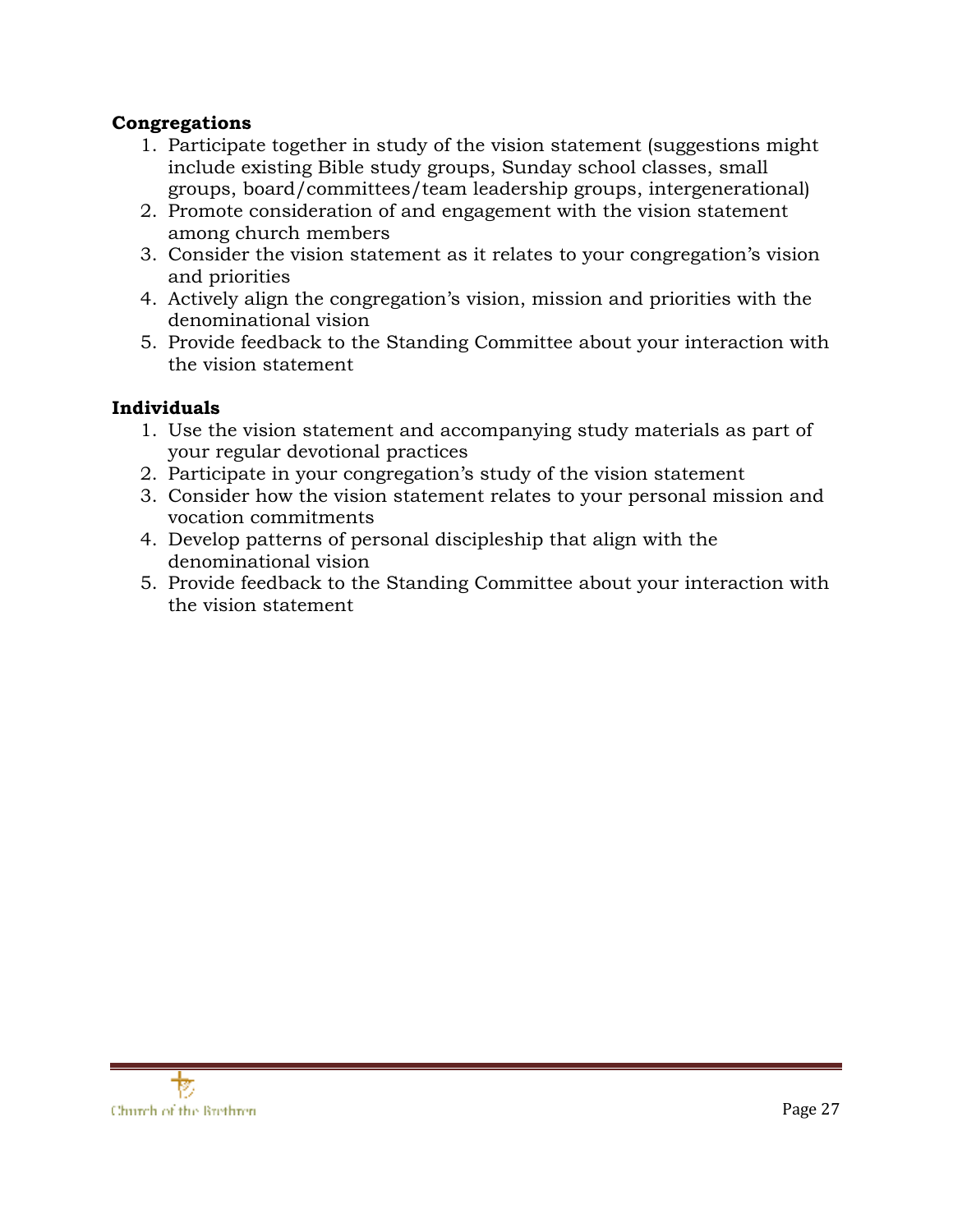**Congregations**

1. Participate together in study of the vision statement (suggestions might include existing Bible study groups, Sunday school classes, small groups, board/committees/team leadership groups, intergenerational)
2. Promote consideration of and engagement with the vision statement among church members
3. Consider the vision statement as it relates to your congregation's vision and priorities
4. Actively align the congregation's vision, mission and priorities with the denominational vision
5. Provide feedback to the Standing Committee about your interaction with the vision statement

**Individuals**

1. Use the vision statement and accompanying study materials as part of your regular devotional practices
2. Participate in your congregation's study of the vision statement
3. Consider how the vision statement relates to your personal mission and vocation commitments
4. Develop patterns of personal discipleship that align with the denominational vision
5. Provide feedback to the Standing Committee about your interaction with the vision statement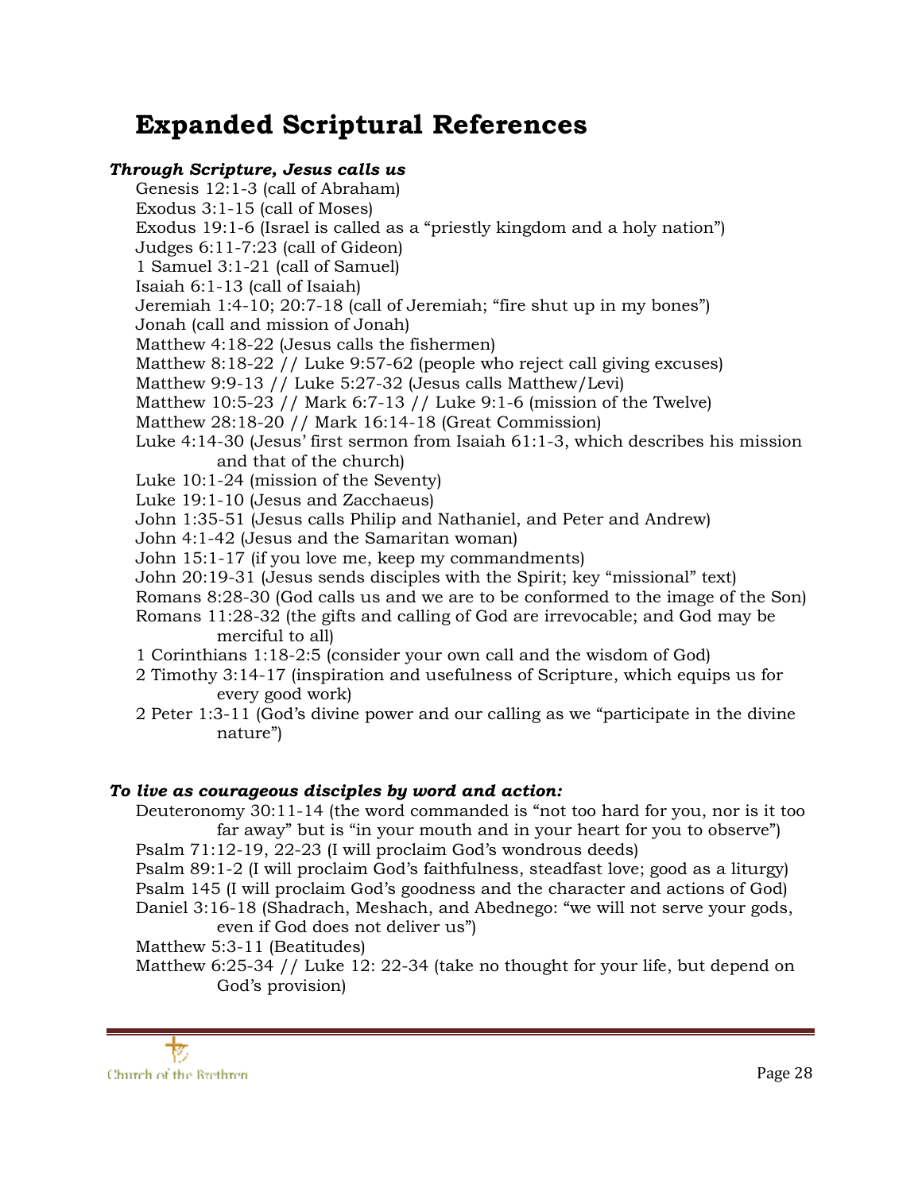# Expanded Scriptural References

***Through Scripture, Jesus calls us***

Genesis 12:1-3 (call of Abraham)
Exodus 3:1-15 (call of Moses)
Exodus 19:1-6 (Israel is called as a "priestly kingdom and a holy nation")
Judges 6:11-7:23 (call of Gideon)
1 Samuel 3:1-21 (call of Samuel)
Isaiah 6:1-13 (call of Isaiah)
Jeremiah 1:4-10; 20:7-18 (call of Jeremiah; "fire shut up in my bones")
Jonah (call and mission of Jonah)
Matthew 4:18-22 (Jesus calls the fishermen)
Matthew 8:18-22 // Luke 9:57-62 (people who reject call giving excuses)
Matthew 9:9-13 // Luke 5:27-32 (Jesus calls Matthew/Levi)
Matthew 10:5-23 // Mark 6:7-13 // Luke 9:1-6 (mission of the Twelve)
Matthew 28:18-20 // Mark 16:14-18 (Great Commission)
Luke 4:14-30 (Jesus' first sermon from Isaiah 61:1-3, which describes his mission and that of the church)
Luke 10:1-24 (mission of the Seventy)
Luke 19:1-10 (Jesus and Zacchaeus)
John 1:35-51 (Jesus calls Philip and Nathaniel, and Peter and Andrew)
John 4:1-42 (Jesus and the Samaritan woman)
John 15:1-17 (if you love me, keep my commandments)
John 20:19-31 (Jesus sends disciples with the Spirit; key "missional" text)
Romans 8:28-30 (God calls us and we are to be conformed to the image of the Son)
Romans 11:28-32 (the gifts and calling of God are irrevocable; and God may be merciful to all)
1 Corinthians 1:18-2:5 (consider your own call and the wisdom of God)
2 Timothy 3:14-17 (inspiration and usefulness of Scripture, which equips us for every good work)
2 Peter 1:3-11 (God's divine power and our calling as we "participate in the divine nature")

***To live as courageous disciples by word and action:***

Deuteronomy 30:11-14 (the word commanded is "not too hard for you, nor is it too far away" but is "in your mouth and in your heart for you to observe")
Psalm 71:12-19, 22-23 (I will proclaim God's wondrous deeds)
Psalm 89:1-2 (I will proclaim God's faithfulness, steadfast love; good as a liturgy)
Psalm 145 (I will proclaim God's goodness and the character and actions of God)
Daniel 3:16-18 (Shadrach, Meshach, and Abednego: "we will not serve your gods, even if God does not deliver us")
Matthew 5:3-11 (Beatitudes)
Matthew 6:25-34 // Luke 12: 22-34 (take no thought for your life, but depend on God's provision)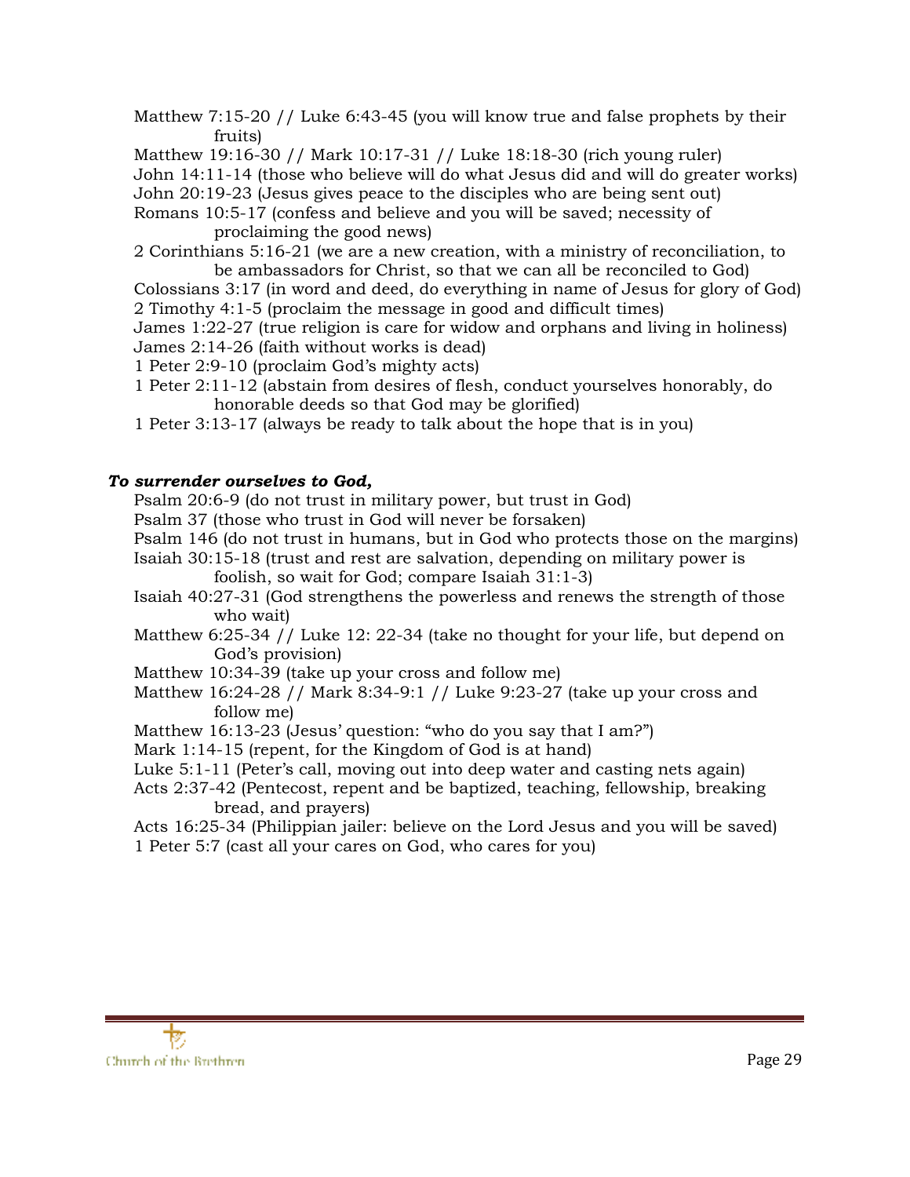Matthew 7:15-20 // Luke 6:43-45 (you will know true and false prophets by their fruits)
Matthew 19:16-30 // Mark 10:17-31 // Luke 18:18-30 (rich young ruler)
John 14:11-14 (those who believe will do what Jesus did and will do greater works)
John 20:19-23 (Jesus gives peace to the disciples who are being sent out)
Romans 10:5-17 (confess and believe and you will be saved; necessity of proclaiming the good news)
2 Corinthians 5:16-21 (we are a new creation, with a ministry of reconciliation, to be ambassadors for Christ, so that we can all be reconciled to God)
Colossians 3:17 (in word and deed, do everything in name of Jesus for glory of God)
2 Timothy 4:1-5 (proclaim the message in good and difficult times)
James 1:22-27 (true religion is care for widow and orphans and living in holiness)
James 2:14-26 (faith without works is dead)
1 Peter 2:9-10 (proclaim God's mighty acts)
1 Peter 2:11-12 (abstain from desires of flesh, conduct yourselves honorably, do honorable deeds so that God may be glorified)
1 Peter 3:13-17 (always be ready to talk about the hope that is in you)

***To surrender ourselves to God,***

Psalm 20:6-9 (do not trust in military power, but trust in God)
Psalm 37 (those who trust in God will never be forsaken)
Psalm 146 (do not trust in humans, but in God who protects those on the margins)
Isaiah 30:15-18 (trust and rest are salvation, depending on military power is foolish, so wait for God; compare Isaiah 31:1-3)
Isaiah 40:27-31 (God strengthens the powerless and renews the strength of those who wait)
Matthew 6:25-34 // Luke 12: 22-34 (take no thought for your life, but depend on God's provision)
Matthew 10:34-39 (take up your cross and follow me)
Matthew 16:24-28 // Mark 8:34-9:1 // Luke 9:23-27 (take up your cross and follow me)
Matthew 16:13-23 (Jesus' question: "who do you say that I am?")
Mark 1:14-15 (repent, for the Kingdom of God is at hand)
Luke 5:1-11 (Peter's call, moving out into deep water and casting nets again)
Acts 2:37-42 (Pentecost, repent and be baptized, teaching, fellowship, breaking bread, and prayers)
Acts 16:25-34 (Philippian jailer: believe on the Lord Jesus and you will be saved)
1 Peter 5:7 (cast all your cares on God, who cares for you)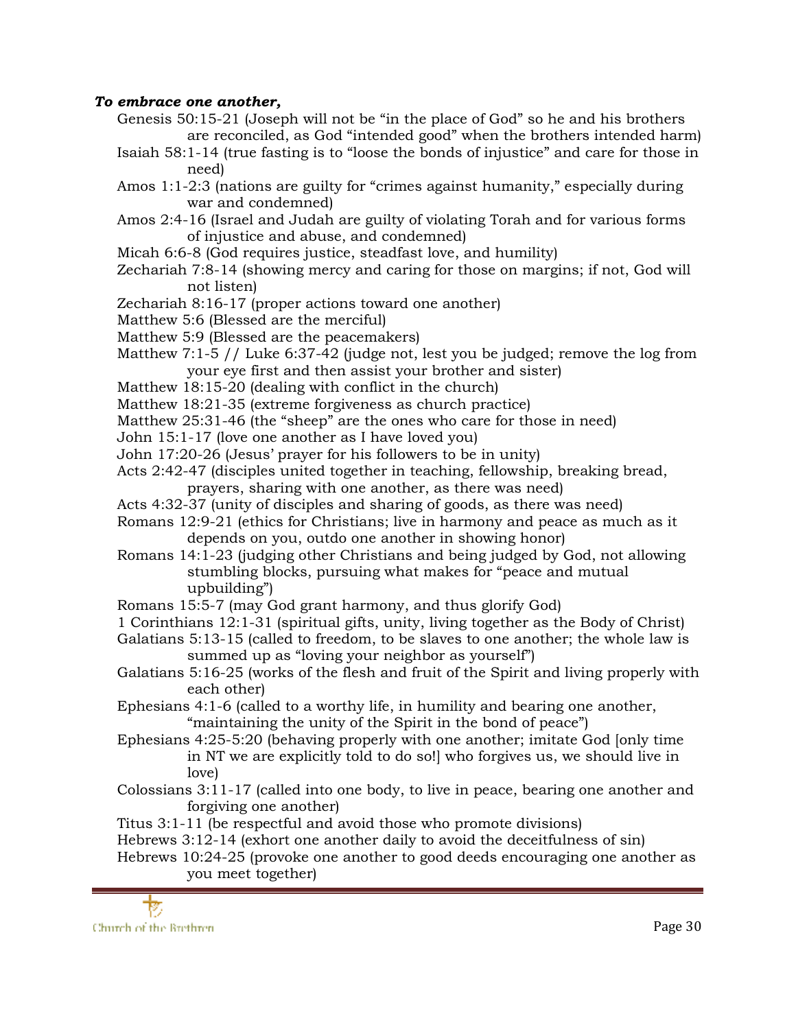***To embrace one another,***

- Genesis 50:15-21 (Joseph will not be "in the place of God" so he and his brothers are reconciled, as God "intended good" when the brothers intended harm)
- Isaiah 58:1-14 (true fasting is to "loose the bonds of injustice" and care for those in need)
- Amos 1:1-2:3 (nations are guilty for "crimes against humanity," especially during war and condemned)
- Amos 2:4-16 (Israel and Judah are guilty of violating Torah and for various forms of injustice and abuse, and condemned)
- Micah 6:6-8 (God requires justice, steadfast love, and humility)
- Zechariah 7:8-14 (showing mercy and caring for those on margins; if not, God will not listen)
- Zechariah 8:16-17 (proper actions toward one another)
- Matthew 5:6 (Blessed are the merciful)
- Matthew 5:9 (Blessed are the peacemakers)
- Matthew 7:1-5 // Luke 6:37-42 (judge not, lest you be judged; remove the log from your eye first and then assist your brother and sister)
- Matthew 18:15-20 (dealing with conflict in the church)
- Matthew 18:21-35 (extreme forgiveness as church practice)
- Matthew 25:31-46 (the "sheep" are the ones who care for those in need)
- John 15:1-17 (love one another as I have loved you)
- John 17:20-26 (Jesus' prayer for his followers to be in unity)
- Acts 2:42-47 (disciples united together in teaching, fellowship, breaking bread, prayers, sharing with one another, as there was need)
- Acts 4:32-37 (unity of disciples and sharing of goods, as there was need)
- Romans 12:9-21 (ethics for Christians; live in harmony and peace as much as it depends on you, outdo one another in showing honor)
- Romans 14:1-23 (judging other Christians and being judged by God, not allowing stumbling blocks, pursuing what makes for "peace and mutual upbuilding")
- Romans 15:5-7 (may God grant harmony, and thus glorify God)
- 1 Corinthians 12:1-31 (spiritual gifts, unity, living together as the Body of Christ)
- Galatians 5:13-15 (called to freedom, to be slaves to one another; the whole law is summed up as "loving your neighbor as yourself")
- Galatians 5:16-25 (works of the flesh and fruit of the Spirit and living properly with each other)
- Ephesians 4:1-6 (called to a worthy life, in humility and bearing one another, "maintaining the unity of the Spirit in the bond of peace")
- Ephesians 4:25-5:20 (behaving properly with one another; imitate God [only time in NT we are explicitly told to do so!] who forgives us, we should live in love)
- Colossians 3:11-17 (called into one body, to live in peace, bearing one another and forgiving one another)
- Titus 3:1-11 (be respectful and avoid those who promote divisions)
- Hebrews 3:12-14 (exhort one another daily to avoid the deceitfulness of sin)
- Hebrews 10:24-25 (provoke one another to good deeds encouraging one another as you meet together)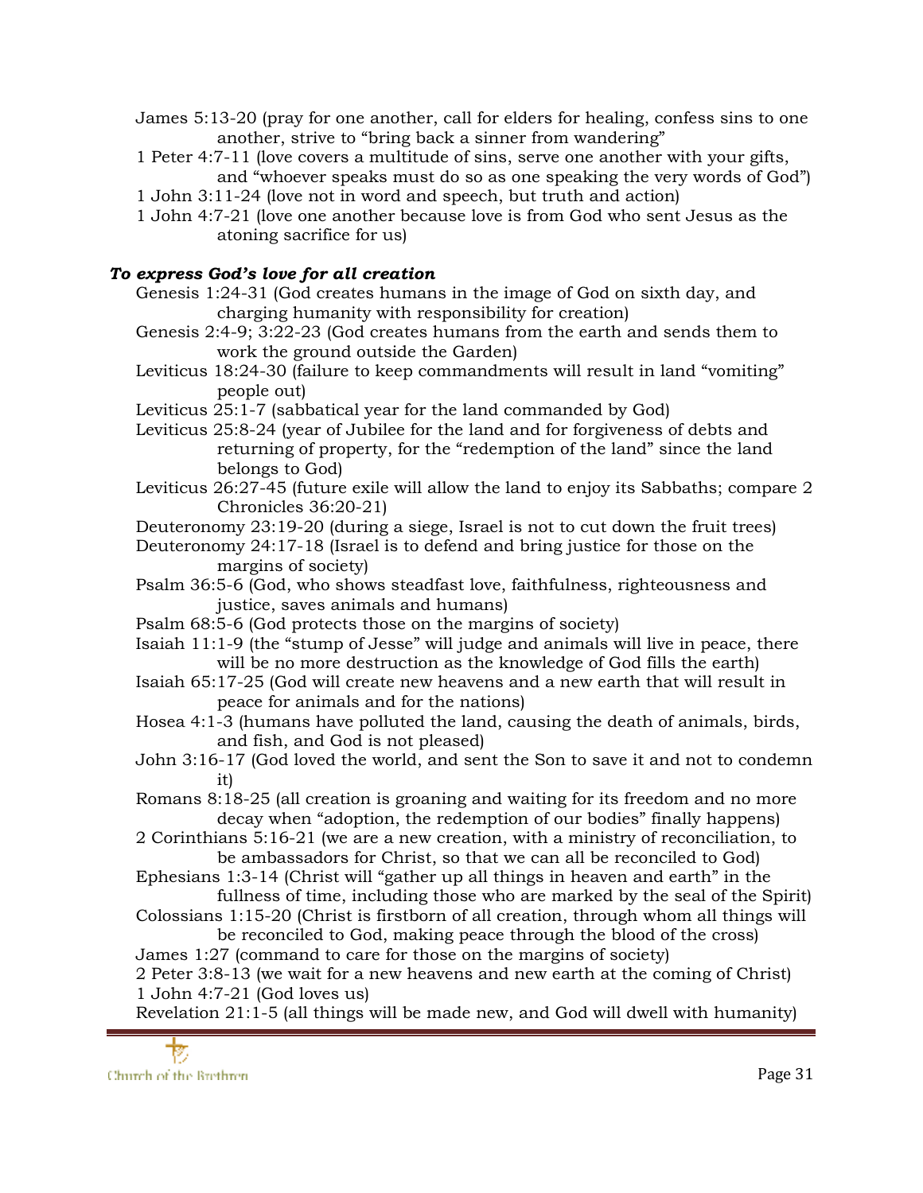James 5:13-20 (pray for one another, call for elders for healing, confess sins to one another, strive to "bring back a sinner from wandering"

1 Peter 4:7-11 (love covers a multitude of sins, serve one another with your gifts, and "whoever speaks must do so as one speaking the very words of God")

1 John 3:11-24 (love not in word and speech, but truth and action)

1 John 4:7-21 (love one another because love is from God who sent Jesus as the atoning sacrifice for us)

***To express God's love for all creation***

Genesis 1:24-31 (God creates humans in the image of God on sixth day, and charging humanity with responsibility for creation)

Genesis 2:4-9; 3:22-23 (God creates humans from the earth and sends them to work the ground outside the Garden)

Leviticus 18:24-30 (failure to keep commandments will result in land "vomiting" people out)

Leviticus 25:1-7 (sabbatical year for the land commanded by God)

Leviticus 25:8-24 (year of Jubilee for the land and for forgiveness of debts and returning of property, for the "redemption of the land" since the land belongs to God)

Leviticus 26:27-45 (future exile will allow the land to enjoy its Sabbaths; compare 2 Chronicles 36:20-21)

Deuteronomy 23:19-20 (during a siege, Israel is not to cut down the fruit trees)

Deuteronomy 24:17-18 (Israel is to defend and bring justice for those on the margins of society)

Psalm 36:5-6 (God, who shows steadfast love, faithfulness, righteousness and justice, saves animals and humans)

Psalm 68:5-6 (God protects those on the margins of society)

Isaiah 11:1-9 (the "stump of Jesse" will judge and animals will live in peace, there will be no more destruction as the knowledge of God fills the earth)

Isaiah 65:17-25 (God will create new heavens and a new earth that will result in peace for animals and for the nations)

Hosea 4:1-3 (humans have polluted the land, causing the death of animals, birds, and fish, and God is not pleased)

John 3:16-17 (God loved the world, and sent the Son to save it and not to condemn it)

Romans 8:18-25 (all creation is groaning and waiting for its freedom and no more decay when "adoption, the redemption of our bodies" finally happens)

2 Corinthians 5:16-21 (we are a new creation, with a ministry of reconciliation, to be ambassadors for Christ, so that we can all be reconciled to God)

Ephesians 1:3-14 (Christ will "gather up all things in heaven and earth" in the fullness of time, including those who are marked by the seal of the Spirit)

Colossians 1:15-20 (Christ is firstborn of all creation, through whom all things will be reconciled to God, making peace through the blood of the cross)

James 1:27 (command to care for those on the margins of society)

2 Peter 3:8-13 (we wait for a new heavens and new earth at the coming of Christ)

1 John 4:7-21 (God loves us)

Revelation 21:1-5 (all things will be made new, and God will dwell with humanity)